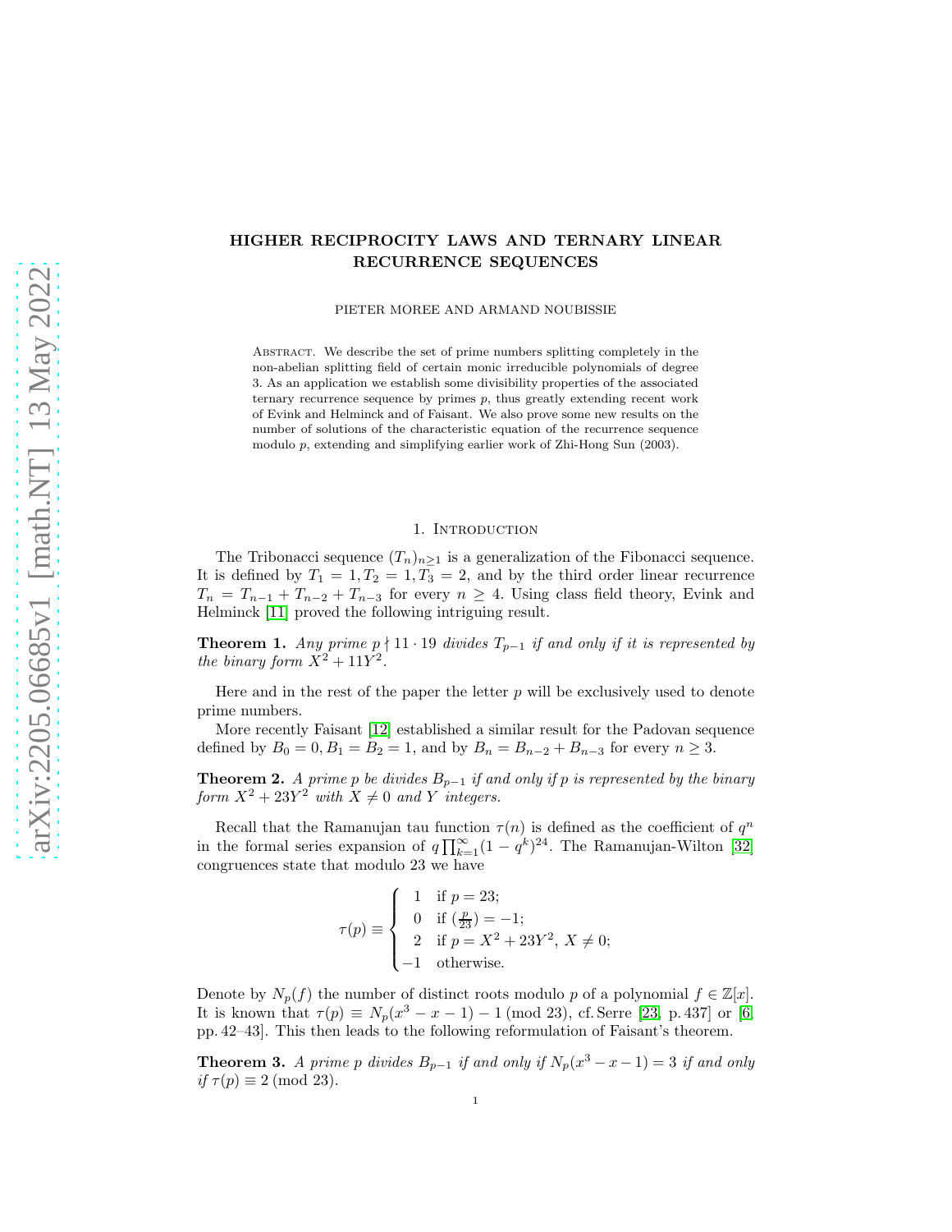# HIGHER RECIPROCITY LAWS AND TERNARY LINEAR RECURRENCE SEQUENCES

PIETER MOREE AND ARMAND NOUBISSIE

Abstract. We describe the set of prime numbers splitting completely in the non-abelian splitting field of certain monic irreducible polynomials of degree 3. As an application we establish some divisibility properties of the associated ternary recurrence sequence by primes $p$, thus greatly extending recent work of Evink and Helminck and of Faisant. We also prove some new results on the number of solutions of the characteristic equation of the recurrence sequence modulo $p$, extending and simplifying earlier work of Zhi-Hong Sun (2003).

## 1. Introduction

The Tribonacci sequence $(T_n)_{n\geq 1}$ is a generalization of the Fibonacci sequence. It is defined by $T_1 = 1, T_2 = 1, T_3 = 2$, and by the third order linear recurrence $T_n = T_{n-1} + T_{n-2} + T_{n-3}$ for every $n \geq 4$. Using class field theory, Evink and Helminck [11] proved the following intriguing result.

**Theorem 1.** *Any prime $p \nmid 11 \cdot 19$ divides $T_{p-1}$ if and only if it is represented by the binary form $X^2 + 11Y^2$.*

Here and in the rest of the paper the letter $p$ will be exclusively used to denote prime numbers.

More recently Faisant [12] established a similar result for the Padovan sequence defined by $B_0 = 0, B_1 = B_2 = 1$, and by $B_n = B_{n-2} + B_{n-3}$ for every $n \geq 3$.

**Theorem 2.** *A prime $p$ be divides $B_{p-1}$ if and only if $p$ is represented by the binary form $X^2 + 23Y^2$ with $X \neq 0$ and $Y$ integers.*

Recall that the Ramanujan tau function $\tau(n)$ is defined as the coefficient of $q^n$ in the formal series expansion of $q\prod_{k=1}^{\infty}(1-q^k)^{24}$. The Ramanujan-Wilton [32] congruences state that modulo 23 we have

$$\tau(p) \equiv \begin{cases} 1 & \text{if } p = 23; \\ 0 & \text{if } (\frac{p}{23}) = -1; \\ 2 & \text{if } p = X^2 + 23Y^2,\ X \neq 0; \\ -1 & \text{otherwise.} \end{cases}$$

Denote by $N_p(f)$ the number of distinct roots modulo $p$ of a polynomial $f \in \mathbb{Z}[x]$. It is known that $\tau(p) \equiv N_p(x^3 - x - 1) - 1 \pmod{23}$, cf. Serre [23, p. 437] or [6, pp. 42–43]. This then leads to the following reformulation of Faisant's theorem.

**Theorem 3.** *A prime $p$ divides $B_{p-1}$ if and only if $N_p(x^3 - x - 1) = 3$ if and only if $\tau(p) \equiv 2 \pmod{23}$.*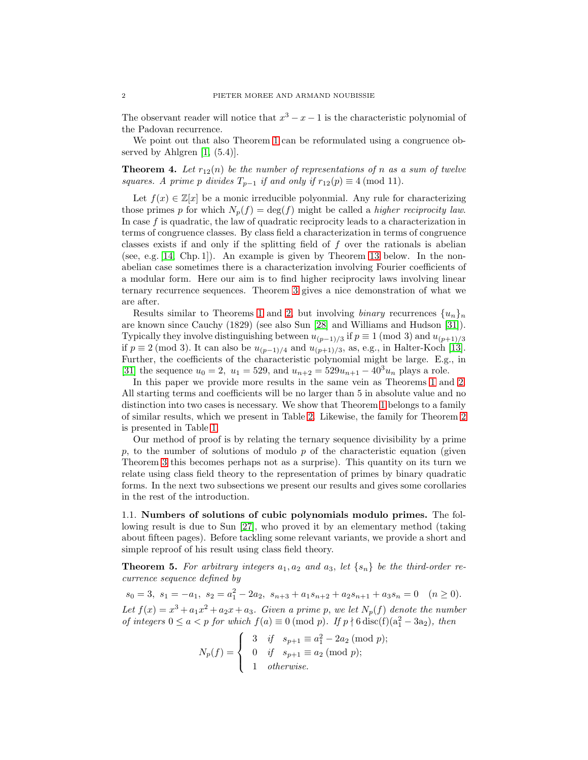The observant reader will notice that $x^3 - x - 1$ is the characteristic polynomial of the Padovan recurrence.

We point out that also Theorem 1 can be reformulated using a congruence observed by Ahlgren [1, (5.4)].

**Theorem 4.** *Let $r_{12}(n)$ be the number of representations of $n$ as a sum of twelve squares. A prime $p$ divides $T_{p-1}$ if and only if $r_{12}(p) \equiv 4 \pmod{11}$.*

Let $f(x) \in \mathbb{Z}[x]$ be a monic irreducible polyonmial. Any rule for characterizing those primes $p$ for which $N_p(f) = \deg(f)$ might be called a *higher reciprocity law*. In case $f$ is quadratic, the law of quadratic reciprocity leads to a characterization in terms of congruence classes. By class field a characterization in terms of congruence classes exists if and only if the splitting field of $f$ over the rationals is abelian (see, e.g. [14, Chp. 1]). An example is given by Theorem 13 below. In the non-abelian case sometimes there is a characterization involving Fourier coefficients of a modular form. Here our aim is to find higher reciprocity laws involving linear ternary recurrence sequences. Theorem 3 gives a nice demonstration of what we are after.

Results similar to Theorems 1 and 2, but involving *binary* recurrences $\{u_n\}_n$ are known since Cauchy (1829) (see also Sun [28] and Williams and Hudson [31]). Typically they involve distinguishing between $u_{(p-1)/3}$ if $p \equiv 1 \pmod 3$ and $u_{(p+1)/3}$ if $p \equiv 2 \pmod 3$. It can also be $u_{(p-1)/4}$ and $u_{(p+1)/3}$, as, e.g., in Halter-Koch [13]. Further, the coefficients of the characteristic polynomial might be large. E.g., in [31] the sequence $u_0 = 2,\ u_1 = 529$, and $u_{n+2} = 529u_{n+1} - 40^3 u_n$ plays a role.

In this paper we provide more results in the same vein as Theorems 1 and 2. All starting terms and coefficients will be no larger than 5 in absolute value and no distinction into two cases is necessary. We show that Theorem 1 belongs to a family of similar results, which we present in Table 2. Likewise, the family for Theorem 2 is presented in Table 1.

Our method of proof is by relating the ternary sequence divisibility by a prime $p$, to the number of solutions of modulo $p$ of the characteristic equation (given Theorem 3 this becomes perhaps not as a surprise). This quantity on its turn we relate using class field theory to the representation of primes by binary quadratic forms. In the next two subsections we present our results and gives some corollaries in the rest of the introduction.

### 1.1. Numbers of solutions of cubic polynomials modulo primes.

The following result is due to Sun [27], who proved it by an elementary method (taking about fifteen pages). Before tackling some relevant variants, we provide a short and simple reproof of his result using class field theory.

**Theorem 5.** *For arbitrary integers $a_1, a_2$ and $a_3$, let $\{s_n\}$ be the third-order recurrence sequence defined by*

$$s_0 = 3,\ s_1 = -a_1,\ s_2 = a_1^2 - 2a_2,\ s_{n+3} + a_1 s_{n+2} + a_2 s_{n+1} + a_3 s_n = 0 \quad (n \geq 0).$$

*Let $f(x) = x^3 + a_1x^2 + a_2x + a_3$. Given a prime $p$, we let $N_p(f)$ denote the number of integers $0 \leq a < p$ for which $f(a) \equiv 0 \pmod p$. If $p \nmid 6\,\mathrm{disc}(f)(a_1^2 - 3a_2)$, then*

$$N_p(f) = \begin{cases} 3 & \text{if} \quad s_{p+1} \equiv a_1^2 - 2a_2 \pmod{p}; \\ 0 & \text{if} \quad s_{p+1} \equiv a_2 \pmod{p}; \\ 1 & \text{otherwise.} \end{cases}$$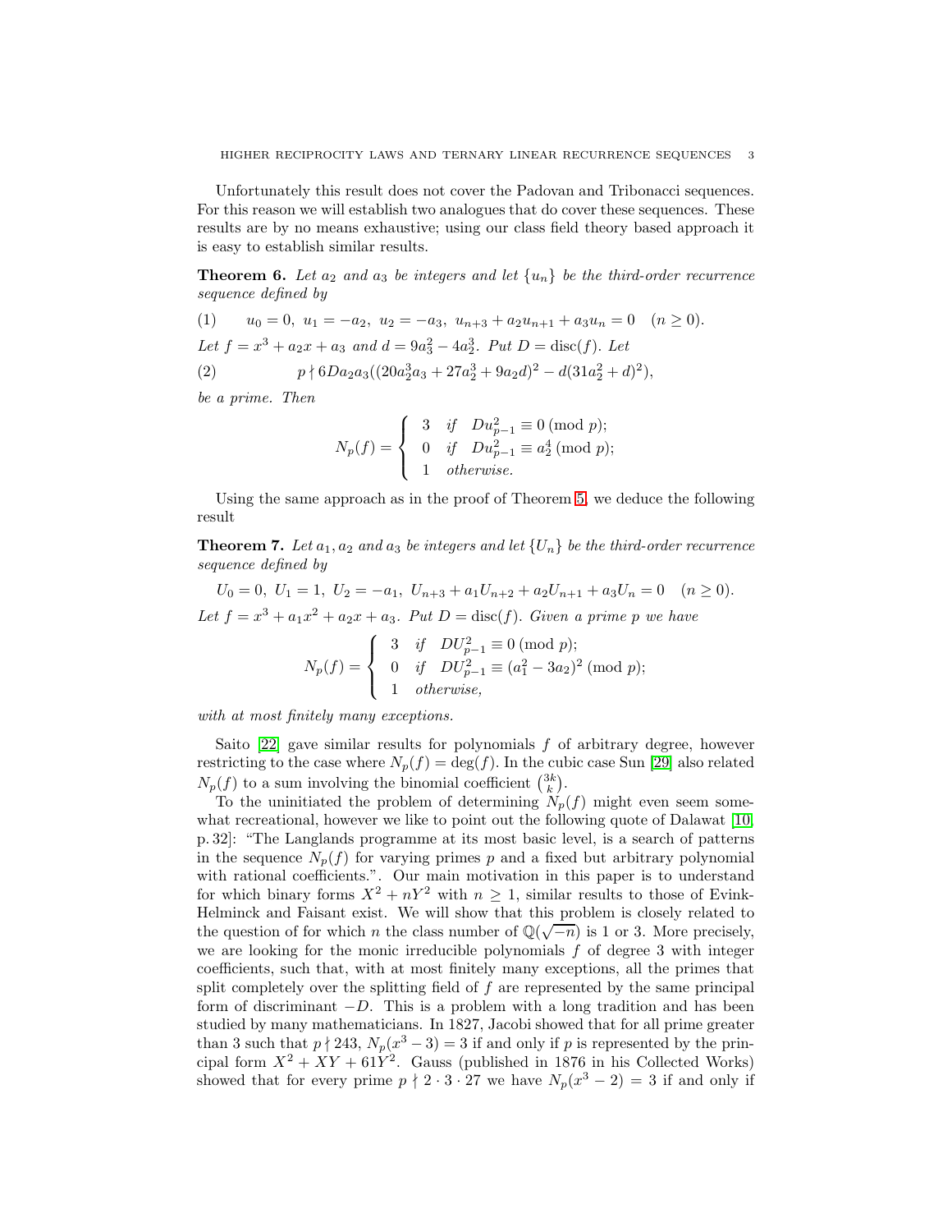Unfortunately this result does not cover the Padovan and Tribonacci sequences. For this reason we will establish two analogues that do cover these sequences. These results are by no means exhaustive; using our class field theory based approach it is easy to establish similar results.

**Theorem 6.** *Let $a_2$ and $a_3$ be integers and let $\{u_n\}$ be the third-order recurrence sequence defined by*

$$(1) \qquad u_0 = 0,\ u_1 = -a_2,\ u_2 = -a_3,\ u_{n+3} + a_2 u_{n+1} + a_3 u_n = 0 \quad (n \geq 0).$$

*Let $f = x^3 + a_2 x + a_3$ and $d = 9a_3^2 - 4a_2^3$. Put $D = \mathrm{disc}(f)$. Let*

$$(2) \qquad p \nmid 6Da_2a_3((20a_2^3a_3 + 27a_3^2 + 9a_2d)^2 - d(31a_2^2 + d)^2),$$

*be a prime. Then*

$$N_p(f) = \begin{cases} 3 & \text{if} \quad Du_{p-1}^2 \equiv 0 \pmod{p}; \\ 0 & \text{if} \quad Du_{p-1}^2 \equiv a_2^4 \pmod{p}; \\ 1 & \text{otherwise.} \end{cases}$$

Using the same approach as in the proof of Theorem 5, we deduce the following result

**Theorem 7.** *Let $a_1, a_2$ and $a_3$ be integers and let $\{U_n\}$ be the third-order recurrence sequence defined by*

$$U_0 = 0,\ U_1 = 1,\ U_2 = -a_1,\ U_{n+3} + a_1 U_{n+2} + a_2 U_{n+1} + a_3 U_n = 0 \quad (n \geq 0).$$

*Let $f = x^3 + a_1 x^2 + a_2 x + a_3$. Put $D = \mathrm{disc}(f)$. Given a prime $p$ we have*

$$N_p(f) = \begin{cases} 3 & \text{if} \quad DU_{p-1}^2 \equiv 0 \pmod{p}; \\ 0 & \text{if} \quad DU_{p-1}^2 \equiv (a_1^2 - 3a_2)^2 \pmod{p}; \\ 1 & \text{otherwise,} \end{cases}$$

*with at most finitely many exceptions.*

Saito [22] gave similar results for polynomials $f$ of arbitrary degree, however restricting to the case where $N_p(f) = \deg(f)$. In the cubic case Sun [29] also related $N_p(f)$ to a sum involving the binomial coefficient $\binom{3k}{k}$.

To the uninitiated the problem of determining $N_p(f)$ might even seem somewhat recreational, however we like to point out the following quote of Dalawat [10, p. 32]: "The Langlands programme at its most basic level, is a search of patterns in the sequence $N_p(f)$ for varying primes $p$ and a fixed but arbitrary polynomial with rational coefficients.". Our main motivation in this paper is to understand for which binary forms $X^2 + nY^2$ with $n \geq 1$, similar results to those of Evink-Helminck and Faisant exist. We will show that this problem is closely related to the question of for which $n$ the class number of $\mathbb{Q}(\sqrt{-n})$ is 1 or 3. More precisely, we are looking for the monic irreducible polynomials $f$ of degree 3 with integer coefficients, such that, with at most finitely many exceptions, all the primes that split completely over the splitting field of $f$ are represented by the same principal form of discriminant $-D$. This is a problem with a long tradition and has been studied by many mathematicians. In 1827, Jacobi showed that for all prime greater than 3 such that $p \nmid 243$, $N_p(x^3 - 3) = 3$ if and only if $p$ is represented by the principal form $X^2 + XY + 61Y^2$. Gauss (published in 1876 in his Collected Works) showed that for every prime $p \nmid 2 \cdot 3 \cdot 27$ we have $N_p(x^3 - 2) = 3$ if and only if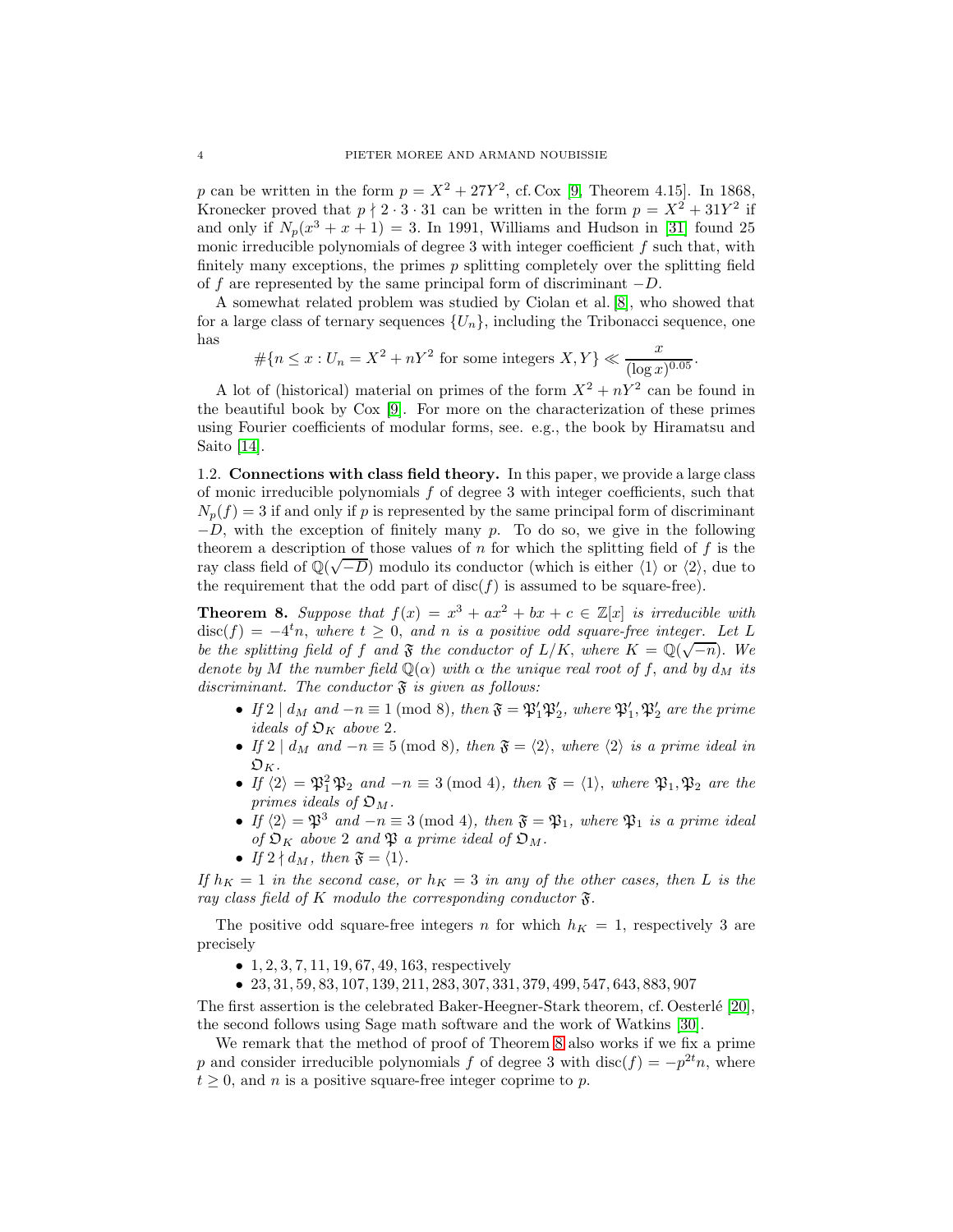$p$ can be written in the form $p = X^2 + 27Y^2$, cf. Cox [9, Theorem 4.15]. In 1868, Kronecker proved that $p \nmid 2 \cdot 3 \cdot 31$ can be written in the form $p = X^2 + 31Y^2$ if and only if $N_p(x^3 + x + 1) = 3$. In 1991, Williams and Hudson in [31] found 25 monic irreducible polynomials of degree 3 with integer coefficient $f$ such that, with finitely many exceptions, the primes $p$ splitting completely over the splitting field of $f$ are represented by the same principal form of discriminant $-D$.

A somewhat related problem was studied by Ciolan et al. [8], who showed that for a large class of ternary sequences $\{U_n\}$, including the Tribonacci sequence, one has

$$\#\{n \leq x : U_n = X^2 + nY^2 \text{ for some integers } X, Y\} \ll \frac{x}{(\log x)^{0.05}}.$$

A lot of (historical) material on primes of the form $X^2 + nY^2$ can be found in the beautiful book by Cox [9]. For more on the characterization of these primes using Fourier coefficients of modular forms, see. e.g., the book by Hiramatsu and Saito [14].

1.2. **Connections with class field theory.** In this paper, we provide a large class of monic irreducible polynomials $f$ of degree 3 with integer coefficients, such that $N_p(f) = 3$ if and only if $p$ is represented by the same principal form of discriminant $-D$, with the exception of finitely many $p$. To do so, we give in the following theorem a description of those values of $n$ for which the splitting field of $f$ is the ray class field of $\mathbb{Q}(\sqrt{-D})$ modulo its conductor (which is either $\langle 1 \rangle$ or $\langle 2 \rangle$, due to the requirement that the odd part of $\operatorname{disc}(f)$ is assumed to be square-free).

**Theorem 8.** *Suppose that $f(x) = x^3 + ax^2 + bx + c \in \mathbb{Z}[x]$ is irreducible with $\operatorname{disc}(f) = -4^t n$, where $t \geq 0$, and $n$ is a positive odd square-free integer. Let $L$ be the splitting field of $f$ and $\mathfrak{F}$ the conductor of $L/K$, where $K = \mathbb{Q}(\sqrt{-n})$. We denote by $M$ the number field $\mathbb{Q}(\alpha)$ with $\alpha$ the unique real root of $f$, and by $d_M$ its discriminant. The conductor $\mathfrak{F}$ is given as follows:*

- *If $2 \mid d_M$ and $-n \equiv 1 \pmod 8$, then $\mathfrak{F} = \mathfrak{P}'_1\mathfrak{P}'_2$, where $\mathfrak{P}'_1, \mathfrak{P}'_2$ are the prime ideals of $\mathfrak{O}_K$ above 2.*
- *If $2 \mid d_M$ and $-n \equiv 5 \pmod 8$, then $\mathfrak{F} = \langle 2 \rangle$, where $\langle 2 \rangle$ is a prime ideal in $\mathfrak{O}_K$.*
- *If $\langle 2 \rangle = \mathfrak{P}_1^2\mathfrak{P}_2$ and $-n \equiv 3 \pmod 4$, then $\mathfrak{F} = \langle 1 \rangle$, where $\mathfrak{P}_1, \mathfrak{P}_2$ are the primes ideals of $\mathfrak{O}_M$.*
- *If $\langle 2 \rangle = \mathfrak{P}^3$ and $-n \equiv 3 \pmod 4$, then $\mathfrak{F} = \mathfrak{P}_1$, where $\mathfrak{P}_1$ is a prime ideal of $\mathfrak{O}_K$ above 2 and $\mathfrak{P}$ a prime ideal of $\mathfrak{O}_M$.*
- *If $2 \nmid d_M$, then $\mathfrak{F} = \langle 1 \rangle$.*

*If $h_K = 1$ in the second case, or $h_K = 3$ in any of the other cases, then $L$ is the ray class field of $K$ modulo the corresponding conductor $\mathfrak{F}$.*

The positive odd square-free integers $n$ for which $h_K = 1$, respectively 3 are precisely

- $1, 2, 3, 7, 11, 19, 67, 49, 163$, respectively
- $23, 31, 59, 83, 107, 139, 211, 283, 307, 331, 379, 499, 547, 643, 883, 907$

The first assertion is the celebrated Baker-Heegner-Stark theorem, cf. Oesterlé [20], the second follows using Sage math software and the work of Watkins [30].

We remark that the method of proof of Theorem 8 also works if we fix a prime $p$ and consider irreducible polynomials $f$ of degree 3 with $\operatorname{disc}(f) = -p^{2t}n$, where $t \geq 0$, and $n$ is a positive square-free integer coprime to $p$.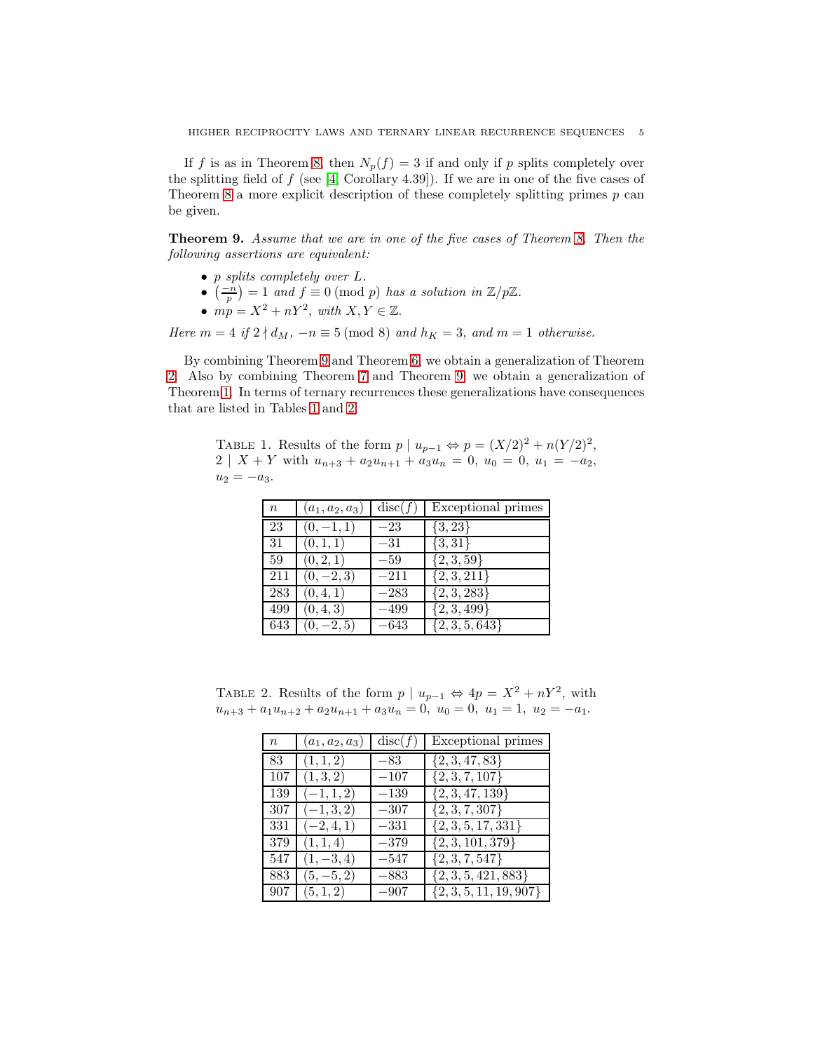If $f$ is as in Theorem 8, then $N_p(f) = 3$ if and only if $p$ splits completely over the splitting field of $f$ (see [4, Corollary 4.39]). If we are in one of the five cases of Theorem 8 a more explicit description of these completely splitting primes $p$ can be given.

**Theorem 9.** *Assume that we are in one of the five cases of Theorem 8. Then the following assertions are equivalent:*

- *$p$ splits completely over $L$.*
- *$\left(\frac{-n}{p}\right) = 1$ and $f \equiv 0 \pmod{p}$ has a solution in $\mathbb{Z}/p\mathbb{Z}$.*
- *$mp = X^2 + nY^2$, with $X, Y \in \mathbb{Z}$.*

*Here $m = 4$ if $2 \nmid d_M$, $-n \equiv 5 \pmod{8}$ and $h_K = 3$, and $m = 1$ otherwise.*

By combining Theorem 9 and Theorem 6, we obtain a generalization of Theorem 2. Also by combining Theorem 7 and Theorem 9, we obtain a generalization of Theorem 1. In terms of ternary recurrences these generalizations have consequences that are listed in Tables 1 and 2.

Table 1. Results of the form $p \mid u_{p-1} \Leftrightarrow p = (X/2)^2 + n(Y/2)^2$, $2 \mid X + Y$ with $u_{n+3} + a_2 u_{n+1} + a_3 u_n = 0$, $u_0 = 0$, $u_1 = -a_2$, $u_2 = -a_3$.

| $n$ | $(a_1, a_2, a_3)$ | $\mathrm{disc}(f)$ | Exceptional primes |
|---|---|---|---|
| 23 | $(0, -1, 1)$ | $-23$ | $\{3, 23\}$ |
| 31 | $(0, 1, 1)$ | $-31$ | $\{3, 31\}$ |
| 59 | $(0, 2, 1)$ | $-59$ | $\{2, 3, 59\}$ |
| 211 | $(0, -2, 3)$ | $-211$ | $\{2, 3, 211\}$ |
| 283 | $(0, 4, 1)$ | $-283$ | $\{2, 3, 283\}$ |
| 499 | $(0, 4, 3)$ | $-499$ | $\{2, 3, 499\}$ |
| 643 | $(0, -2, 5)$ | $-643$ | $\{2, 3, 5, 643\}$ |

Table 2. Results of the form $p \mid u_{p-1} \Leftrightarrow 4p = X^2 + nY^2$, with $u_{n+3} + a_1 u_{n+2} + a_2 u_{n+1} + a_3 u_n = 0$, $u_0 = 0$, $u_1 = 1$, $u_2 = -a_1$.

| $n$ | $(a_1, a_2, a_3)$ | $\mathrm{disc}(f)$ | Exceptional primes |
|---|---|---|---|
| 83 | $(1, 1, 2)$ | $-83$ | $\{2, 3, 47, 83\}$ |
| 107 | $(1, 3, 2)$ | $-107$ | $\{2, 3, 7, 107\}$ |
| 139 | $(-1, 1, 2)$ | $-139$ | $\{2, 3, 47, 139\}$ |
| 307 | $(-1, 3, 2)$ | $-307$ | $\{2, 3, 7, 307\}$ |
| 331 | $(-2, 4, 1)$ | $-331$ | $\{2, 3, 5, 17, 331\}$ |
| 379 | $(1, 1, 4)$ | $-379$ | $\{2, 3, 101, 379\}$ |
| 547 | $(1, -3, 4)$ | $-547$ | $\{2, 3, 7, 547\}$ |
| 883 | $(5, -5, 2)$ | $-883$ | $\{2, 3, 5, 421, 883\}$ |
| 907 | $(5, 1, 2)$ | $-907$ | $\{2, 3, 5, 11, 19, 907\}$ |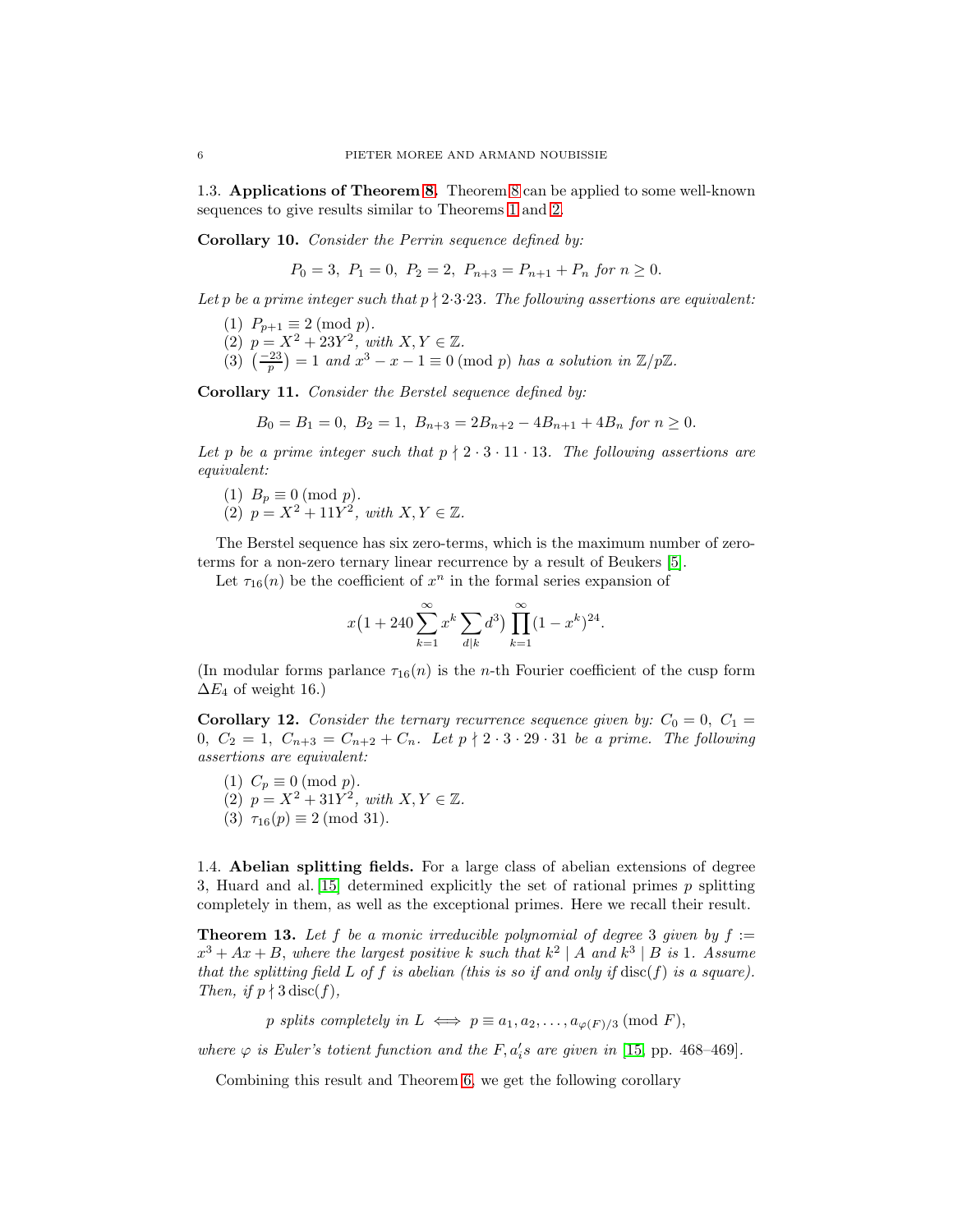### 1.3. Applications of Theorem 8.

Theorem 8 can be applied to some well-known sequences to give results similar to Theorems 1 and 2.

**Corollary 10.** *Consider the Perrin sequence defined by:*

$$P_0 = 3,\ P_1 = 0,\ P_2 = 2,\ P_{n+3} = P_{n+1} + P_n \text{ for } n \geq 0.$$

*Let $p$ be a prime integer such that $p \nmid 2{\cdot}3{\cdot}23$. The following assertions are equivalent:*

1. $P_{p+1} \equiv 2 \pmod{p}$.
2. $p = X^2 + 23Y^2$, *with* $X, Y \in \mathbb{Z}$.
3. $\left(\frac{-23}{p}\right) = 1$ *and* $x^3 - x - 1 \equiv 0 \pmod{p}$ *has a solution in* $\mathbb{Z}/p\mathbb{Z}$.

**Corollary 11.** *Consider the Berstel sequence defined by:*

$$B_0 = B_1 = 0,\ B_2 = 1,\ B_{n+3} = 2B_{n+2} - 4B_{n+1} + 4B_n \text{ for } n \geq 0.$$

*Let $p$ be a prime integer such that $p \nmid 2 \cdot 3 \cdot 11 \cdot 13$. The following assertions are equivalent:*

1. $B_p \equiv 0 \pmod{p}$.
2. $p = X^2 + 11Y^2$, *with* $X, Y \in \mathbb{Z}$.

The Berstel sequence has six zero-terms, which is the maximum number of zero-terms for a non-zero ternary linear recurrence by a result of Beukers [5].

Let $\tau_{16}(n)$ be the coefficient of $x^n$ in the formal series expansion of

$$x\big(1 + 240\sum_{k=1}^{\infty} x^k \sum_{d|k} d^3\big) \prod_{k=1}^{\infty}(1-x^k)^{24}.$$

(In modular forms parlance $\tau_{16}(n)$ is the $n$-th Fourier coefficient of the cusp form $\Delta E_4$ of weight 16.)

**Corollary 12.** *Consider the ternary recurrence sequence given by: $C_0 = 0$, $C_1 = 0$, $C_2 = 1$, $C_{n+3} = C_{n+2} + C_n$. Let $p \nmid 2 \cdot 3 \cdot 29 \cdot 31$ be a prime. The following assertions are equivalent:*

1. $C_p \equiv 0 \pmod{p}$.
2. $p = X^2 + 31Y^2$, *with* $X, Y \in \mathbb{Z}$.
3. $\tau_{16}(p) \equiv 2 \pmod{31}$.

### 1.4. Abelian splitting fields.

For a large class of abelian extensions of degree 3, Huard and al. [15] determined explicitly the set of rational primes $p$ splitting completely in them, as well as the exceptional primes. Here we recall their result.

**Theorem 13.** *Let $f$ be a monic irreducible polynomial of degree 3 given by $f := x^3 + Ax + B$, where the largest positive $k$ such that $k^2 \mid A$ and $k^3 \mid B$ is 1. Assume that the splitting field $L$ of $f$ is abelian (this is so if and only if $\operatorname{disc}(f)$ is a square). Then, if $p \nmid 3\operatorname{disc}(f)$,*

$$p \text{ splits completely in } L \iff p \equiv a_1, a_2, \ldots, a_{\varphi(F)/3} \pmod{F},$$

*where $\varphi$ is Euler's totient function and the $F, a_i'$s are given in* [15, pp. 468–469].

Combining this result and Theorem 6, we get the following corollary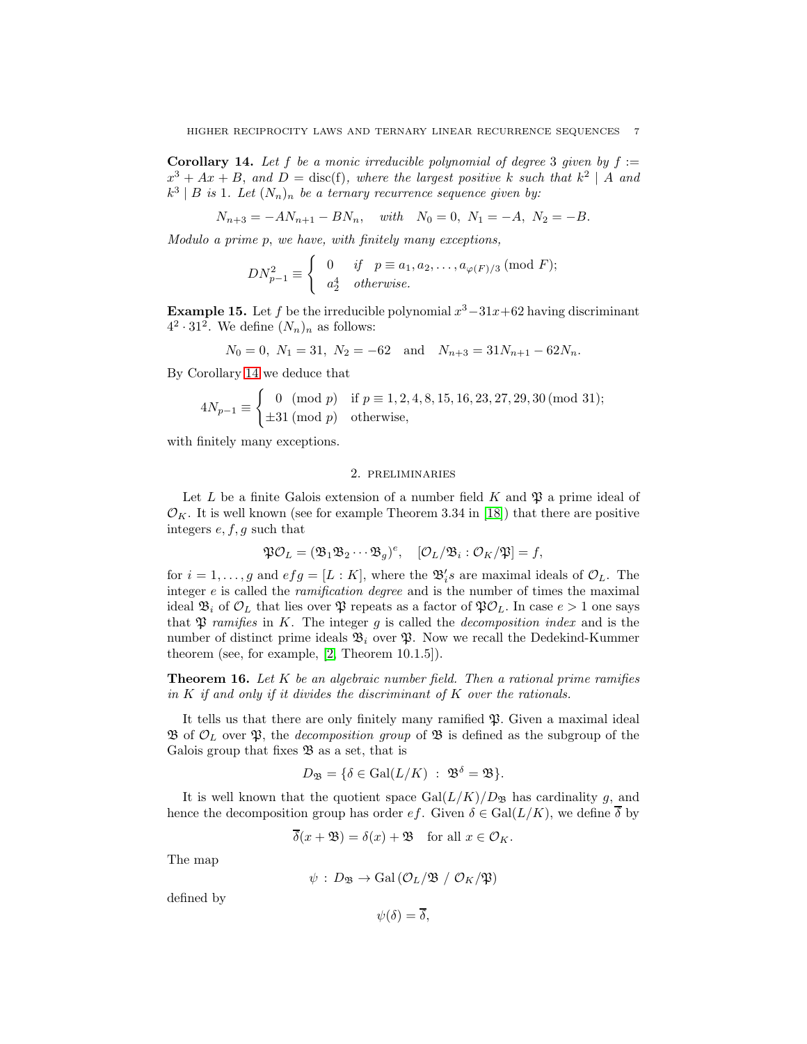**Corollary 14.** *Let $f$ be a monic irreducible polynomial of degree 3 given by $f := x^3 + Ax + B$, and $D = \mathrm{disc(f)}$, where the largest positive $k$ such that $k^2 \mid A$ and $k^3 \mid B$ is 1. Let $(N_n)_n$ be a ternary recurrence sequence given by:*

$$N_{n+3} = -AN_{n+1} - BN_n, \quad \text{with} \quad N_0 = 0,\ N_1 = -A,\ N_2 = -B.$$

*Modulo a prime $p$, we have, with finitely many exceptions,*

$$DN_{p-1}^2 \equiv \begin{cases} 0 & \text{if} \quad p \equiv a_1, a_2, \ldots, a_{\varphi(F)/3} \pmod{F}; \\ a_2^4 & \text{otherwise.} \end{cases}$$

**Example 15.** Let $f$ be the irreducible polynomial $x^3 - 31x + 62$ having discriminant $4^2 \cdot 31^2$. We define $(N_n)_n$ as follows:

$$N_0 = 0,\ N_1 = 31,\ N_2 = -62 \quad \text{and} \quad N_{n+3} = 31N_{n+1} - 62N_n.$$

By Corollary 14 we deduce that

$$4N_{p-1} \equiv \begin{cases} 0 \pmod{p} & \text{if } p \equiv 1, 2, 4, 8, 15, 16, 23, 27, 29, 30 \pmod{31}; \\ \pm 31 \pmod{p} & \text{otherwise,} \end{cases}$$

with finitely many exceptions.

## 2. Preliminaries

Let $L$ be a finite Galois extension of a number field $K$ and $\mathfrak{P}$ a prime ideal of $\mathcal{O}_K$. It is well known (see for example Theorem 3.34 in [18]) that there are positive integers $e, f, g$ such that

$$\mathfrak{P}\mathcal{O}_L = (\mathfrak{B}_1 \mathfrak{B}_2 \cdots \mathfrak{B}_g)^e, \quad [\mathcal{O}_L/\mathfrak{B}_i : \mathcal{O}_K/\mathfrak{P}] = f,$$

for $i = 1, \ldots, g$ and $efg = [L : K]$, where the $\mathfrak{B}_i'$s are maximal ideals of $\mathcal{O}_L$. The integer $e$ is called the *ramification degree* and is the number of times the maximal ideal $\mathfrak{B}_i$ of $\mathcal{O}_L$ that lies over $\mathfrak{P}$ repeats as a factor of $\mathfrak{P}\mathcal{O}_L$. In case $e > 1$ one says that $\mathfrak{P}$ *ramifies* in $K$. The integer $g$ is called the *decomposition index* and is the number of distinct prime ideals $\mathfrak{B}_i$ over $\mathfrak{P}$. Now we recall the Dedekind-Kummer theorem (see, for example, [2, Theorem 10.1.5]).

**Theorem 16.** *Let $K$ be an algebraic number field. Then a rational prime ramifies in $K$ if and only if it divides the discriminant of $K$ over the rationals.*

It tells us that there are only finitely many ramified $\mathfrak{P}$. Given a maximal ideal $\mathfrak{B}$ of $\mathcal{O}_L$ over $\mathfrak{P}$, the *decomposition group* of $\mathfrak{B}$ is defined as the subgroup of the Galois group that fixes $\mathfrak{B}$ as a set, that is

$$D_{\mathfrak{B}} = \{\delta \in \mathrm{Gal}(L/K) \ : \ \mathfrak{B}^\delta = \mathfrak{B}\}.$$

It is well known that the quotient space $\mathrm{Gal}(L/K)/D_{\mathfrak{B}}$ has cardinality $g$, and hence the decomposition group has order $ef$. Given $\delta \in \mathrm{Gal}(L/K)$, we define $\overline{\delta}$ by

$$\overline{\delta}(x + \mathfrak{B}) = \delta(x) + \mathfrak{B} \quad \text{for all } x \in \mathcal{O}_K.$$

The map

$$\psi \, : \, D_{\mathfrak{B}} \to \mathrm{Gal}\left(\mathcal{O}_L/\mathfrak{B} \ / \ \mathcal{O}_K/\mathfrak{P}\right)$$

defined by

$$\psi(\delta) = \overline{\delta},$$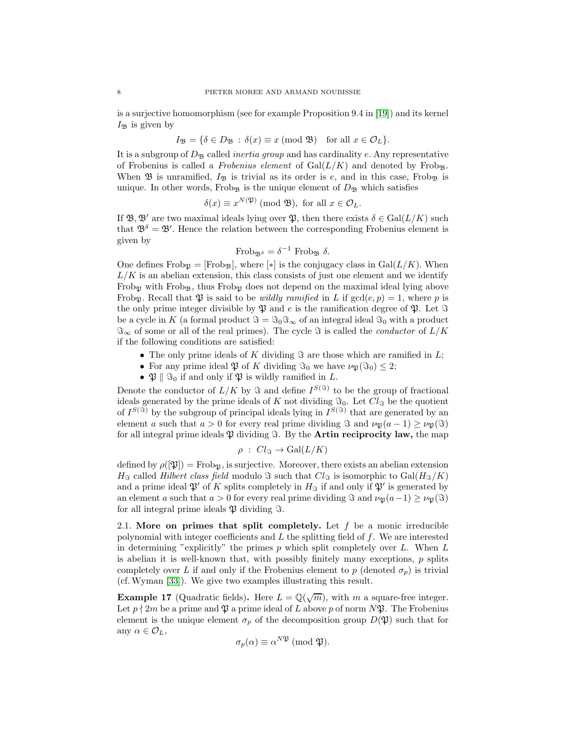is a surjective homomorphism (see for example Proposition 9.4 in [19]) and its kernel $I_{\mathfrak{B}}$ is given by

$$I_{\mathfrak{B}} = \{\delta \in D_{\mathfrak{B}} \,:\, \delta(x) \equiv x \pmod{\mathfrak{B}} \quad \text{for all } x \in \mathcal{O}_L\}.$$

It is a subgroup of $D_{\mathfrak{B}}$ called *inertia group* and has cardinality $e$. Any representative of Frobenius is called a *Frobenius element* of $\mathrm{Gal}(L/K)$ and denoted by $\mathrm{Frob}_{\mathfrak{B}}$. When $\mathfrak{B}$ is unramified, $I_{\mathfrak{B}}$ is trivial as its order is $e$, and in this case, $\mathrm{Frob}_{\mathfrak{B}}$ is unique. In other words, $\mathrm{Frob}_{\mathfrak{B}}$ is the unique element of $D_{\mathfrak{B}}$ which satisfies

$$\delta(x) \equiv x^{N(\mathfrak{P})} \pmod{\mathfrak{B}}, \text{ for all } x \in \mathcal{O}_L.$$

If $\mathfrak{B}, \mathfrak{B}'$ are two maximal ideals lying over $\mathfrak{P}$, then there exists $\delta \in \mathrm{Gal}(L/K)$ such that $\mathfrak{B}^{\delta} = \mathfrak{B}'$. Hence the relation between the corresponding Frobenius element is given by

$$\mathrm{Frob}_{\mathfrak{B}^{\delta}} = \delta^{-1} \; \mathrm{Frob}_{\mathfrak{B}} \; \delta.$$

One defines $\mathrm{Frob}_{\mathfrak{P}} = [\mathrm{Frob}_{\mathfrak{B}}]$, where $[*]$ is the conjugacy class in $\mathrm{Gal}(L/K)$. When $L/K$ is an abelian extension, this class consists of just one element and we identify $\mathrm{Frob}_{\mathfrak{P}}$ with $\mathrm{Frob}_{\mathfrak{B}}$, thus $\mathrm{Frob}_{\mathfrak{P}}$ does not depend on the maximal ideal lying above $\mathrm{Frob}_{\mathfrak{P}}$. Recall that $\mathfrak{P}$ is said to be *wildly ramified* in $L$ if $\gcd(e, p) = 1$, where $p$ is the only prime integer divisible by $\mathfrak{P}$ and $e$ is the ramification degree of $\mathfrak{P}$. Let $\Im$ be a cycle in $K$ (a formal product $\Im = \Im_0 \Im_\infty$ of an integral ideal $\Im_0$ with a product $\Im_\infty$ of some or all of the real primes). The cycle $\Im$ is called the *conductor* of $L/K$ if the following conditions are satisfied:

- The only prime ideals of $K$ dividing $\Im$ are those which are ramified in $L$;
- For any prime ideal $\mathfrak{P}$ of $K$ dividing $\Im_0$ we have $\nu_{\mathfrak{P}}(\Im_0) \leq 2$;
- $\mathfrak{P} \parallel \Im_0$ if and only if $\mathfrak{P}$ is wildly ramified in $L$.

Denote the conductor of $L/K$ by $\Im$ and define $I^{S(\Im)}$ to be the group of fractional ideals generated by the prime ideals of $K$ not dividing $\Im_0$. Let $Cl_{\Im}$ be the quotient of $I^{S(\Im)}$ by the subgroup of principal ideals lying in $I^{S(\Im)}$ that are generated by an element $a$ such that $a > 0$ for every real prime dividing $\Im$ and $\nu_{\mathfrak{P}}(a-1) \geq \nu_{\mathfrak{P}}(\Im)$ for all integral prime ideals $\mathfrak{P}$ dividing $\Im$. By the **Artin reciprocity law,** the map

$$\rho \;:\; Cl_{\Im} \to \mathrm{Gal}(L/K)$$

defined by $\rho([\mathfrak{P}]) = \mathrm{Frob}_{\mathfrak{P}}$, is surjective. Moreover, there exists an abelian extension $H_{\Im}$ called *Hilbert class field* modulo $\Im$ such that $Cl_{\Im}$ is isomorphic to $\mathrm{Gal}(H_{\Im}/K)$ and a prime ideal $\mathfrak{P}'$ of $K$ splits completely in $H_{\Im}$ if and only if $\mathfrak{P}'$ is generated by an element $a$ such that $a > 0$ for every real prime dividing $\Im$ and $\nu_{\mathfrak{P}}(a-1) \geq \nu_{\mathfrak{P}}(\Im)$ for all integral prime ideals $\mathfrak{P}$ dividing $\Im$.

**2.1. More on primes that split completely.** Let $f$ be a monic irreducible polynomial with integer coefficients and $L$ the splitting field of $f$. We are interested in determining "explicitly" the primes $p$ which split completely over $L$. When $L$ is abelian it is well-known that, with possibly finitely many exceptions, $p$ splits completely over $L$ if and only if the Frobenius element to $p$ (denoted $\sigma_p$) is trivial (cf. Wyman [33]). We give two examples illustrating this result.

**Example 17** (Quadratic fields)**.** Here $L = \mathbb{Q}(\sqrt{m})$, with $m$ a square-free integer. Let $p \nmid 2m$ be a prime and $\mathfrak{P}$ a prime ideal of $L$ above $p$ of norm $N\mathfrak{P}$. The Frobenius element is the unique element $\sigma_p$ of the decomposition group $D(\mathfrak{P})$ such that for any $\alpha \in \mathcal{O}_L$,

$$\sigma_p(\alpha) \equiv \alpha^{N\mathfrak{P}} \pmod{\mathfrak{P}}.$$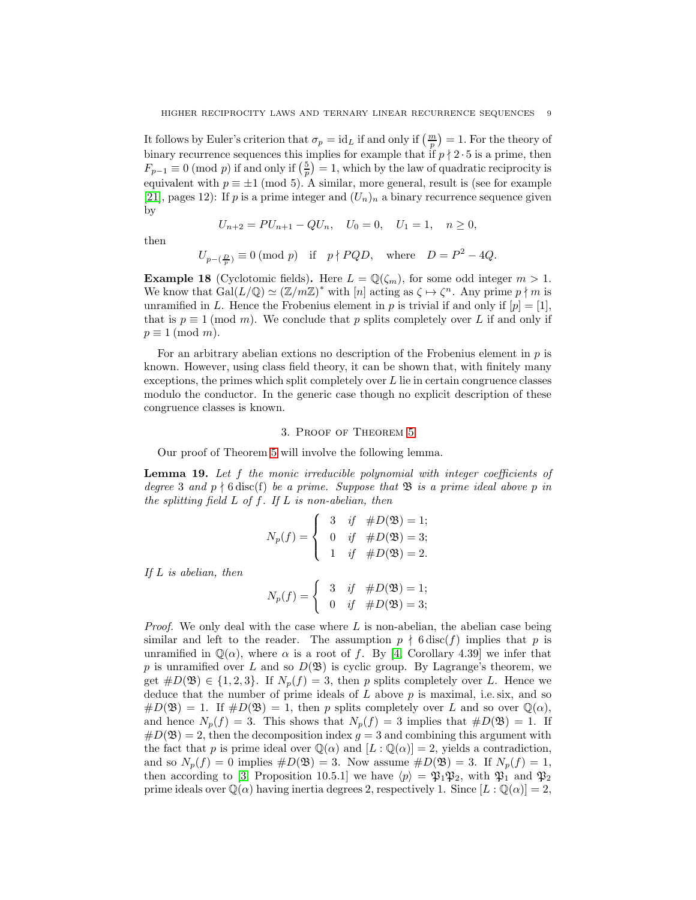It follows by Euler's criterion that $\sigma_p = \mathrm{id}_L$ if and only if $\left(\frac{m}{p}\right) = 1$. For the theory of binary recurrence sequences this implies for example that if $p \nmid 2 \cdot 5$ is a prime, then $F_{p-1} \equiv 0 \pmod{p}$ if and only if $\left(\frac{5}{p}\right) = 1$, which by the law of quadratic reciprocity is equivalent with $p \equiv \pm 1 \pmod{5}$. A similar, more general, result is (see for example [21], pages 12): If $p$ is a prime integer and $(U_n)_n$ a binary recurrence sequence given by

$$U_{n+2} = PU_{n+1} - QU_n, \quad U_0 = 0, \quad U_1 = 1, \quad n \geq 0,$$

then

$$U_{p - \left(\frac{D}{p}\right)} \equiv 0 \pmod{p} \quad \text{if} \quad p \nmid PQD, \quad \text{where} \quad D = P^2 - 4Q.$$

**Example 18** (Cyclotomic fields)**.** Here $L = \mathbb{Q}(\zeta_m)$, for some odd integer $m > 1$. We know that $\mathrm{Gal}(L/\mathbb{Q}) \simeq (\mathbb{Z}/m\mathbb{Z})^*$ with $[n]$ acting as $\zeta \mapsto \zeta^n$. Any prime $p \nmid m$ is unramified in $L$. Hence the Frobenius element in $p$ is trivial if and only if $[p] = [1]$, that is $p \equiv 1 \pmod{m}$. We conclude that $p$ splits completely over $L$ if and only if $p \equiv 1 \pmod{m}$.

For an arbitrary abelian extions no description of the Frobenius element in $p$ is known. However, using class field theory, it can be shown that, with finitely many exceptions, the primes which split completely over $L$ lie in certain congruence classes modulo the conductor. In the generic case though no explicit description of these congruence classes is known.

## 3. Proof of Theorem 5

Our proof of Theorem 5 will involve the following lemma.

**Lemma 19.** *Let $f$ the monic irreducible polynomial with integer coefficients of degree 3 and $p \nmid 6\,\mathrm{disc(f)}$ be a prime. Suppose that $\mathfrak{B}$ is a prime ideal above $p$ in the splitting field $L$ of $f$. If $L$ is non-abelian, then*

$$N_p(f) = \begin{cases} 3 & \text{if} \quad \#D(\mathfrak{B}) = 1; \\ 0 & \text{if} \quad \#D(\mathfrak{B}) = 3; \\ 1 & \text{if} \quad \#D(\mathfrak{B}) = 2. \end{cases}$$

*If $L$ is abelian, then*

$$N_p(f) = \begin{cases} 3 & \text{if} \quad \#D(\mathfrak{B}) = 1; \\ 0 & \text{if} \quad \#D(\mathfrak{B}) = 3; \end{cases}$$

*Proof.* We only deal with the case where $L$ is non-abelian, the abelian case being similar and left to the reader. The assumption $p \nmid 6\,\mathrm{disc}(f)$ implies that $p$ is unramified in $\mathbb{Q}(\alpha)$, where $\alpha$ is a root of $f$. By [4, Corollary 4.39] we infer that $p$ is unramified over $L$ and so $D(\mathfrak{B})$ is cyclic group. By Lagrange's theorem, we get $\#D(\mathfrak{B}) \in \{1, 2, 3\}$. If $N_p(f) = 3$, then $p$ splits completely over $L$. Hence we deduce that the number of prime ideals of $L$ above $p$ is maximal, i.e. six, and so $\#D(\mathfrak{B}) = 1$. If $\#D(\mathfrak{B}) = 1$, then $p$ splits completely over $L$ and so over $\mathbb{Q}(\alpha)$, and hence $N_p(f) = 3$. This shows that $N_p(f) = 3$ implies that $\#D(\mathfrak{B}) = 1$. If $\#D(\mathfrak{B}) = 2$, then the decomposition index $g = 3$ and combining this argument with the fact that $p$ is prime ideal over $\mathbb{Q}(\alpha)$ and $[L : \mathbb{Q}(\alpha)] = 2$, yields a contradiction, and so $N_p(f) = 0$ implies $\#D(\mathfrak{B}) = 3$. Now assume $\#D(\mathfrak{B}) = 3$. If $N_p(f) = 1$, then according to [3, Proposition 10.5.1] we have $\langle p \rangle = \mathfrak{P}_1 \mathfrak{P}_2$, with $\mathfrak{P}_1$ and $\mathfrak{P}_2$ prime ideals over $\mathbb{Q}(\alpha)$ having inertia degrees 2, respectively 1. Since $[L : \mathbb{Q}(\alpha)] = 2$,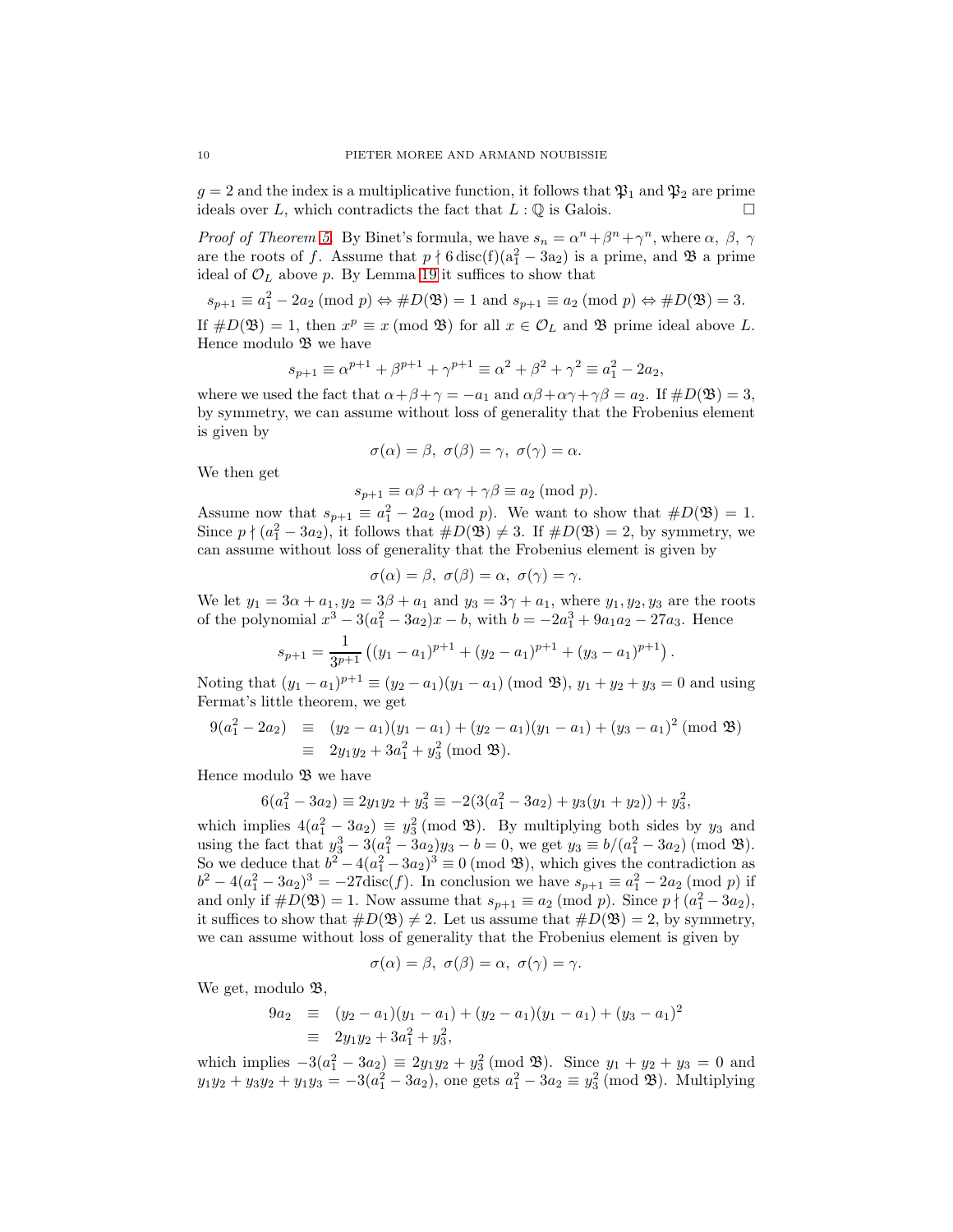$g = 2$ and the index is a multiplicative function, it follows that $\mathfrak{P}_1$ and $\mathfrak{P}_2$ are prime ideals over $L$, which contradicts the fact that $L : \mathbb{Q}$ is Galois. $\square$

*Proof of Theorem 5.* By Binet's formula, we have $s_n = \alpha^n + \beta^n + \gamma^n$, where $\alpha,\ \beta,\ \gamma$ are the roots of $f$. Assume that $p \nmid 6\,\mathrm{disc(f)}(\mathrm{a}_1^2 - 3\mathrm{a}_2)$ is a prime, and $\mathfrak{B}$ a prime ideal of $\mathcal{O}_L$ above $p$. By Lemma 19 it suffices to show that

$$s_{p+1} \equiv a_1^2 - 2a_2 \,(\mathrm{mod}\ p) \Leftrightarrow \#D(\mathfrak{B}) = 1 \text{ and } s_{p+1} \equiv a_2 \,(\mathrm{mod}\ p) \Leftrightarrow \#D(\mathfrak{B}) = 3.$$

If $\#D(\mathfrak{B}) = 1$, then $x^p \equiv x \,(\mathrm{mod}\ \mathfrak{B})$ for all $x \in \mathcal{O}_L$ and $\mathfrak{B}$ prime ideal above $L$. Hence modulo $\mathfrak{B}$ we have

$$s_{p+1} \equiv \alpha^{p+1} + \beta^{p+1} + \gamma^{p+1} \equiv \alpha^2 + \beta^2 + \gamma^2 \equiv a_1^2 - 2a_2,$$

where we used the fact that $\alpha+\beta+\gamma = -a_1$ and $\alpha\beta+\alpha\gamma+\gamma\beta = a_2$. If $\#D(\mathfrak{B}) = 3$, by symmetry, we can assume without loss of generality that the Frobenius element is given by

$$\sigma(\alpha) = \beta,\ \sigma(\beta) = \gamma,\ \sigma(\gamma) = \alpha.$$

We then get

$$s_{p+1} \equiv \alpha\beta + \alpha\gamma + \gamma\beta \equiv a_2 \,(\mathrm{mod}\ p).$$

Assume now that $s_{p+1} \equiv a_1^2 - 2a_2 \,(\mathrm{mod}\ p)$. We want to show that $\#D(\mathfrak{B}) = 1$. Since $p \nmid (a_1^2 - 3a_2)$, it follows that $\#D(\mathfrak{B}) \neq 3$. If $\#D(\mathfrak{B}) = 2$, by symmetry, we can assume without loss of generality that the Frobenius element is given by

$$\sigma(\alpha) = \beta,\ \sigma(\beta) = \alpha,\ \sigma(\gamma) = \gamma.$$

We let $y_1 = 3\alpha + a_1, y_2 = 3\beta + a_1$ and $y_3 = 3\gamma + a_1$, where $y_1, y_2, y_3$ are the roots of the polynomial $x^3 - 3(a_1^2 - 3a_2)x - b$, with $b = -2a_1^3 + 9a_1a_2 - 27a_3$. Hence

$$s_{p+1} = \frac{1}{3^{p+1}}\left((y_1 - a_1)^{p+1} + (y_2 - a_1)^{p+1} + (y_3 - a_1)^{p+1}\right).$$

Noting that $(y_1 - a_1)^{p+1} \equiv (y_2 - a_1)(y_1 - a_1) \,(\mathrm{mod}\ \mathfrak{B})$, $y_1 + y_2 + y_3 = 0$ and using Fermat's little theorem, we get

$$\begin{aligned} 9(a_1^2 - 2a_2) &\equiv (y_2 - a_1)(y_1 - a_1) + (y_2 - a_1)(y_1 - a_1) + (y_3 - a_1)^2 \,(\mathrm{mod}\ \mathfrak{B}) \\ &\equiv 2y_1y_2 + 3a_1^2 + y_3^2 \,(\mathrm{mod}\ \mathfrak{B}). \end{aligned}$$

Hence modulo $\mathfrak{B}$ we have

$$6(a_1^2 - 3a_2) \equiv 2y_1y_2 + y_3^2 \equiv -2(3(a_1^2 - 3a_2) + y_3(y_1 + y_2)) + y_3^2,$$

which implies $4(a_1^2 - 3a_2) \equiv y_3^2 \,(\mathrm{mod}\ \mathfrak{B})$. By multiplying both sides by $y_3$ and using the fact that $y_3^3 - 3(a_1^2 - 3a_2)y_3 - b = 0$, we get $y_3 \equiv b/(a_1^2 - 3a_2) \,(\mathrm{mod}\ \mathfrak{B})$. So we deduce that $b^2 - 4(a_1^2 - 3a_2)^3 \equiv 0 \,(\mathrm{mod}\ \mathfrak{B})$, which gives the contradiction as $b^2 - 4(a_1^2 - 3a_2)^3 = -27\mathrm{disc}(f)$. In conclusion we have $s_{p+1} \equiv a_1^2 - 2a_2 \,(\mathrm{mod}\ p)$ if and only if $\#D(\mathfrak{B}) = 1$. Now assume that $s_{p+1} \equiv a_2 \,(\mathrm{mod}\ p)$. Since $p \nmid (a_1^2 - 3a_2)$, it suffices to show that $\#D(\mathfrak{B}) \neq 2$. Let us assume that $\#D(\mathfrak{B}) = 2$, by symmetry, we can assume without loss of generality that the Frobenius element is given by

$$\sigma(\alpha) = \beta,\ \sigma(\beta) = \alpha,\ \sigma(\gamma) = \gamma.$$

We get, modulo $\mathfrak{B}$,

$$\begin{aligned} 9a_2 &\equiv (y_2 - a_1)(y_1 - a_1) + (y_2 - a_1)(y_1 - a_1) + (y_3 - a_1)^2 \\ &\equiv 2y_1y_2 + 3a_1^2 + y_3^2, \end{aligned}$$

which implies $-3(a_1^2 - 3a_2) \equiv 2y_1y_2 + y_3^2 \,(\mathrm{mod}\ \mathfrak{B})$. Since $y_1 + y_2 + y_3 = 0$ and $y_1y_2 + y_3y_2 + y_1y_3 = -3(a_1^2 - 3a_2)$, one gets $a_1^2 - 3a_2 \equiv y_3^2 \,(\mathrm{mod}\ \mathfrak{B})$. Multiplying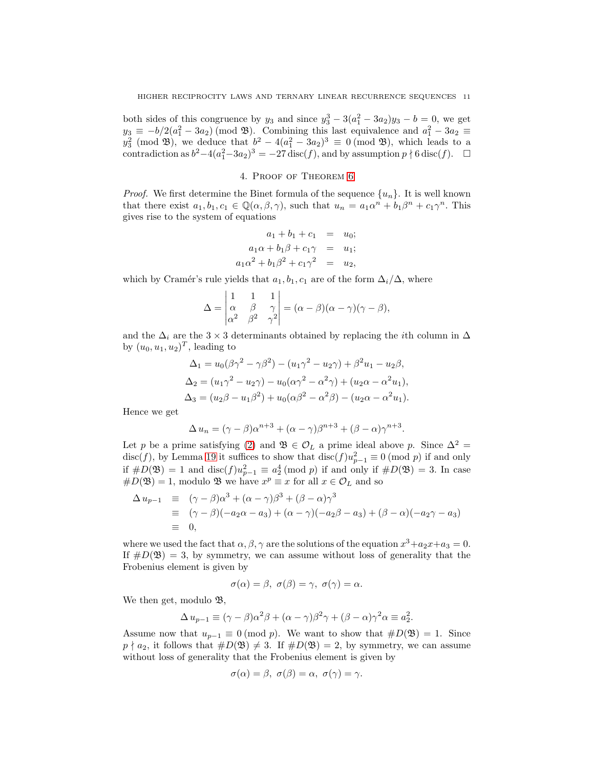both sides of this congruence by $y_3$ and since $y_3^3 - 3(a_1^2 - 3a_2)y_3 - b = 0$, we get $y_3 \equiv -b/2(a_1^2 - 3a_2) \pmod{\mathfrak{B}}$. Combining this last equivalence and $a_1^2 - 3a_2 \equiv y_3^2 \pmod{\mathfrak{B}}$, we deduce that $b^2 - 4(a_1^2 - 3a_2)^3 \equiv 0 \pmod{\mathfrak{B}}$, which leads to a contradiction as $b^2 - 4(a_1^2 - 3a_2)^3 = -27\,\mathrm{disc}(f)$, and by assumption $p \nmid 6\,\mathrm{disc}(f)$. $\square$

## 4. Proof of Theorem 6

*Proof.* We first determine the Binet formula of the sequence $\{u_n\}$. It is well known that there exist $a_1, b_1, c_1 \in \mathbb{Q}(\alpha, \beta, \gamma)$, such that $u_n = a_1\alpha^n + b_1\beta^n + c_1\gamma^n$. This gives rise to the system of equations

$$
\begin{aligned}
a_1 + b_1 + c_1 &= u_0;\\
a_1\alpha + b_1\beta + c_1\gamma &= u_1;\\
a_1\alpha^2 + b_1\beta^2 + c_1\gamma^2 &= u_2,
\end{aligned}
$$

which by Cramér's rule yields that $a_1, b_1, c_1$ are of the form $\Delta_i/\Delta$, where

$$
\Delta = \begin{vmatrix} 1 & 1 & 1 \\ \alpha & \beta & \gamma \\ \alpha^2 & \beta^2 & \gamma^2 \end{vmatrix} = (\alpha - \beta)(\alpha - \gamma)(\gamma - \beta),
$$

and the $\Delta_i$ are the $3 \times 3$ determinants obtained by replacing the $i$th column in $\Delta$ by $(u_0, u_1, u_2)^T$, leading to

$$
\begin{aligned}
\Delta_1 &= u_0(\beta\gamma^2 - \gamma\beta^2) - (u_1\gamma^2 - u_2\gamma) + \beta^2 u_1 - u_2\beta,\\
\Delta_2 &= (u_1\gamma^2 - u_2\gamma) - u_0(\alpha\gamma^2 - \alpha^2\gamma) + (u_2\alpha - \alpha^2 u_1),\\
\Delta_3 &= (u_2\beta - u_1\beta^2) + u_0(\alpha\beta^2 - \alpha^2\beta) - (u_2\alpha - \alpha^2 u_1).
\end{aligned}
$$

Hence we get

$$
\Delta\, u_n = (\gamma - \beta)\alpha^{n+3} + (\alpha - \gamma)\beta^{n+3} + (\beta - \alpha)\gamma^{n+3}.
$$

Let $p$ be a prime satisfying (2) and $\mathfrak{B} \in \mathcal{O}_L$ a prime ideal above $p$. Since $\Delta^2 = \mathrm{disc}(f)$, by Lemma 19 it suffices to show that $\mathrm{disc}(f)u_{p-1}^2 \equiv 0 \pmod{p}$ if and only if $\#D(\mathfrak{B}) = 1$ and $\mathrm{disc}(f)u_{p-1}^2 \equiv a_2^4 \pmod{p}$ if and only if $\#D(\mathfrak{B}) = 3$. In case $\#D(\mathfrak{B}) = 1$, modulo $\mathfrak{B}$ we have $x^p \equiv x$ for all $x \in \mathcal{O}_L$ and so

$$
\begin{aligned}
\Delta\, u_{p-1} &\equiv (\gamma - \beta)\alpha^3 + (\alpha - \gamma)\beta^3 + (\beta - \alpha)\gamma^3\\
&\equiv (\gamma - \beta)(-a_2\alpha - a_3) + (\alpha - \gamma)(-a_2\beta - a_3) + (\beta - \alpha)(-a_2\gamma - a_3)\\
&\equiv 0,
\end{aligned}
$$

where we used the fact that $\alpha, \beta, \gamma$ are the solutions of the equation $x^3 + a_2 x + a_3 = 0$. If $\#D(\mathfrak{B}) = 3$, by symmetry, we can assume without loss of generality that the Frobenius element is given by

$$
\sigma(\alpha) = \beta,\ \sigma(\beta) = \gamma,\ \sigma(\gamma) = \alpha.
$$

We then get, modulo $\mathfrak{B}$,

$$
\Delta\, u_{p-1} \equiv (\gamma - \beta)\alpha^2\beta + (\alpha - \gamma)\beta^2\gamma + (\beta - \alpha)\gamma^2\alpha \equiv a_2^2.
$$

Assume now that $u_{p-1} \equiv 0 \pmod{p}$. We want to show that $\#D(\mathfrak{B}) = 1$. Since $p \nmid a_2$, it follows that $\#D(\mathfrak{B}) \neq 3$. If $\#D(\mathfrak{B}) = 2$, by symmetry, we can assume without loss of generality that the Frobenius element is given by

$$
\sigma(\alpha) = \beta,\ \sigma(\beta) = \alpha,\ \sigma(\gamma) = \gamma.
$$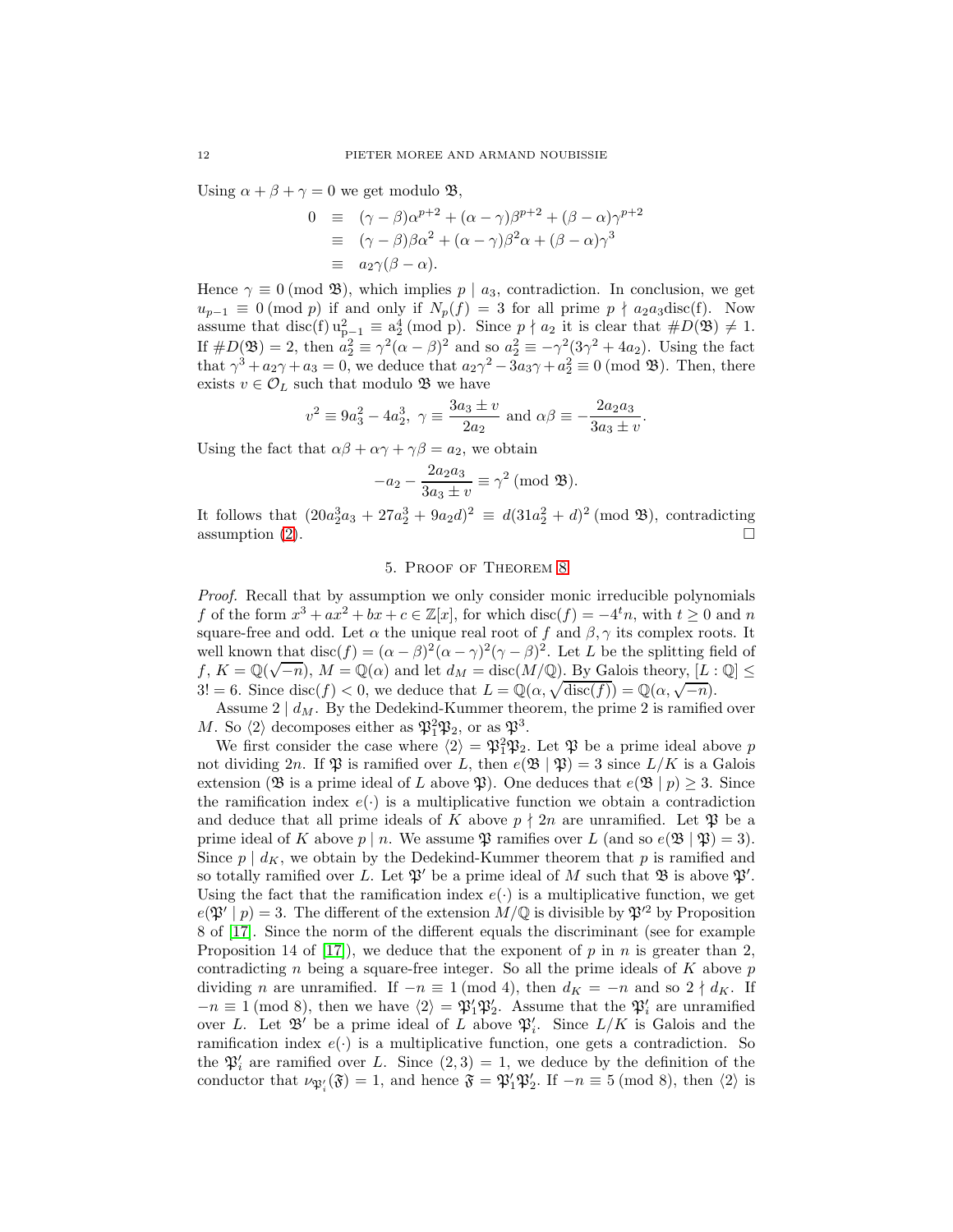Using $\alpha+\beta+\gamma=0$ we get modulo $\mathfrak{B}$,

$$\begin{aligned} 0 &\equiv (\gamma-\beta)\alpha^{p+2}+(\alpha-\gamma)\beta^{p+2}+(\beta-\alpha)\gamma^{p+2} \\ &\equiv (\gamma-\beta)\beta\alpha^2+(\alpha-\gamma)\beta^2\alpha+(\beta-\alpha)\gamma^3 \\ &\equiv a_2\gamma(\beta-\alpha). \end{aligned}$$

Hence $\gamma \equiv 0 \,(\mathrm{mod}\ \mathfrak{B})$, which implies $p \mid a_3$, contradiction. In conclusion, we get $u_{p-1} \equiv 0 \,(\mathrm{mod}\ p)$ if and only if $N_p(f)=3$ for all prime $p \nmid a_2a_3\mathrm{disc}(f)$. Now assume that $\mathrm{disc(f)}\, \mathrm{u}_{\mathrm{p}-1}^2 \equiv \mathrm{a}_2^4 \,(\mathrm{mod\ p})$. Since $p \nmid a_2$ it is clear that $\#D(\mathfrak{B}) \neq 1$. If $\#D(\mathfrak{B})=2$, then $a_2^2 \equiv \gamma^2(\alpha-\beta)^2$ and so $a_2^2 \equiv -\gamma^2(3\gamma^2+4a_2)$. Using the fact that $\gamma^3+a_2\gamma+a_3=0$, we deduce that $a_2\gamma^2-3a_3\gamma+a_2^2 \equiv 0 \,(\mathrm{mod}\ \mathfrak{B})$. Then, there exists $v \in \mathcal{O}_L$ such that modulo $\mathfrak{B}$ we have

$$v^2 \equiv 9a_3^2-4a_2^3,\ \gamma \equiv \frac{3a_3 \pm v}{2a_2} \text{ and } \alpha\beta \equiv -\frac{2a_2a_3}{3a_3 \pm v}.$$

Using the fact that $\alpha\beta+\alpha\gamma+\gamma\beta=a_2$, we obtain

$$-a_2-\frac{2a_2a_3}{3a_3 \pm v} \equiv \gamma^2 \,(\mathrm{mod}\ \mathfrak{B}).$$

It follows that $(20a_2^3a_3+27a_2^3+9a_2d)^2 \equiv d(31a_2^2+d)^2 \,(\mathrm{mod}\ \mathfrak{B})$, contradicting assumption (2). $\square$

## 5. Proof of Theorem 8

*Proof.* Recall that by assumption we only consider monic irreducible polynomials $f$ of the form $x^3+ax^2+bx+c \in \mathbb{Z}[x]$, for which $\mathrm{disc}(f)=-4^tn$, with $t \geq 0$ and $n$ square-free and odd. Let $\alpha$ the unique real root of $f$ and $\beta,\gamma$ its complex roots. It well known that $\mathrm{disc}(f)=(\alpha-\beta)^2(\alpha-\gamma)^2(\gamma-\beta)^2$. Let $L$ be the splitting field of $f$, $K=\mathbb{Q}(\sqrt{-n})$, $M=\mathbb{Q}(\alpha)$ and let $d_M=\mathrm{disc}(M/\mathbb{Q})$. By Galois theory, $[L:\mathbb{Q}] \leq 3! = 6$. Since $\mathrm{disc}(f)<0$, we deduce that $L=\mathbb{Q}(\alpha,\sqrt{\mathrm{disc}(f)})=\mathbb{Q}(\alpha,\sqrt{-n})$.

Assume $2 \mid d_M$. By the Dedekind-Kummer theorem, the prime 2 is ramified over $M$. So $\langle 2\rangle$ decomposes either as $\mathfrak{P}_1^2\mathfrak{P}_2$, or as $\mathfrak{P}^3$.

We first consider the case where $\langle 2\rangle=\mathfrak{P}_1^2\mathfrak{P}_2$. Let $\mathfrak{P}$ be a prime ideal above $p$ not dividing $2n$. If $\mathfrak{P}$ is ramified over $L$, then $e(\mathfrak{B} \mid \mathfrak{P})=3$ since $L/K$ is a Galois extension ($\mathfrak{B}$ is a prime ideal of $L$ above $\mathfrak{P}$). One deduces that $e(\mathfrak{B} \mid p) \geq 3$. Since the ramification index $e(\cdot)$ is a multiplicative function we obtain a contradiction and deduce that all prime ideals of $K$ above $p \nmid 2n$ are unramified. Let $\mathfrak{P}$ be a prime ideal of $K$ above $p \mid n$. We assume $\mathfrak{P}$ ramifies over $L$ (and so $e(\mathfrak{B} \mid \mathfrak{P})=3$). Since $p \mid d_K$, we obtain by the Dedekind-Kummer theorem that $p$ is ramified and so totally ramified over $L$. Let $\mathfrak{P}'$ be a prime ideal of $M$ such that $\mathfrak{B}$ is above $\mathfrak{P}'$. Using the fact that the ramification index $e(\cdot)$ is a multiplicative function, we get $e(\mathfrak{P}' \mid p)=3$. The different of the extension $M/\mathbb{Q}$ is divisible by $\mathfrak{P}'^2$ by Proposition 8 of [17]. Since the norm of the different equals the discriminant (see for example Proposition 14 of [17]), we deduce that the exponent of $p$ in $n$ is greater than 2, contradicting $n$ being a square-free integer. So all the prime ideals of $K$ above $p$ dividing $n$ are unramified. If $-n \equiv 1 \,(\mathrm{mod}\ 4)$, then $d_K=-n$ and so $2 \nmid d_K$. If $-n \equiv 1 \,(\mathrm{mod}\ 8)$, then we have $\langle 2\rangle=\mathfrak{P}_1'\mathfrak{P}_2'$. Assume that the $\mathfrak{P}_i'$ are unramified over $L$. Let $\mathfrak{B}'$ be a prime ideal of $L$ above $\mathfrak{P}_i'$. Since $L/K$ is Galois and the ramification index $e(\cdot)$ is a multiplicative function, one gets a contradiction. So the $\mathfrak{P}_i'$ are ramified over $L$. Since $(2,3)=1$, we deduce by the definition of the conductor that $\nu_{\mathfrak{P}_i'}(\mathfrak{F})=1$, and hence $\mathfrak{F}=\mathfrak{P}_1'\mathfrak{P}_2'$. If $-n \equiv 5 \,(\mathrm{mod}\ 8)$, then $\langle 2\rangle$ is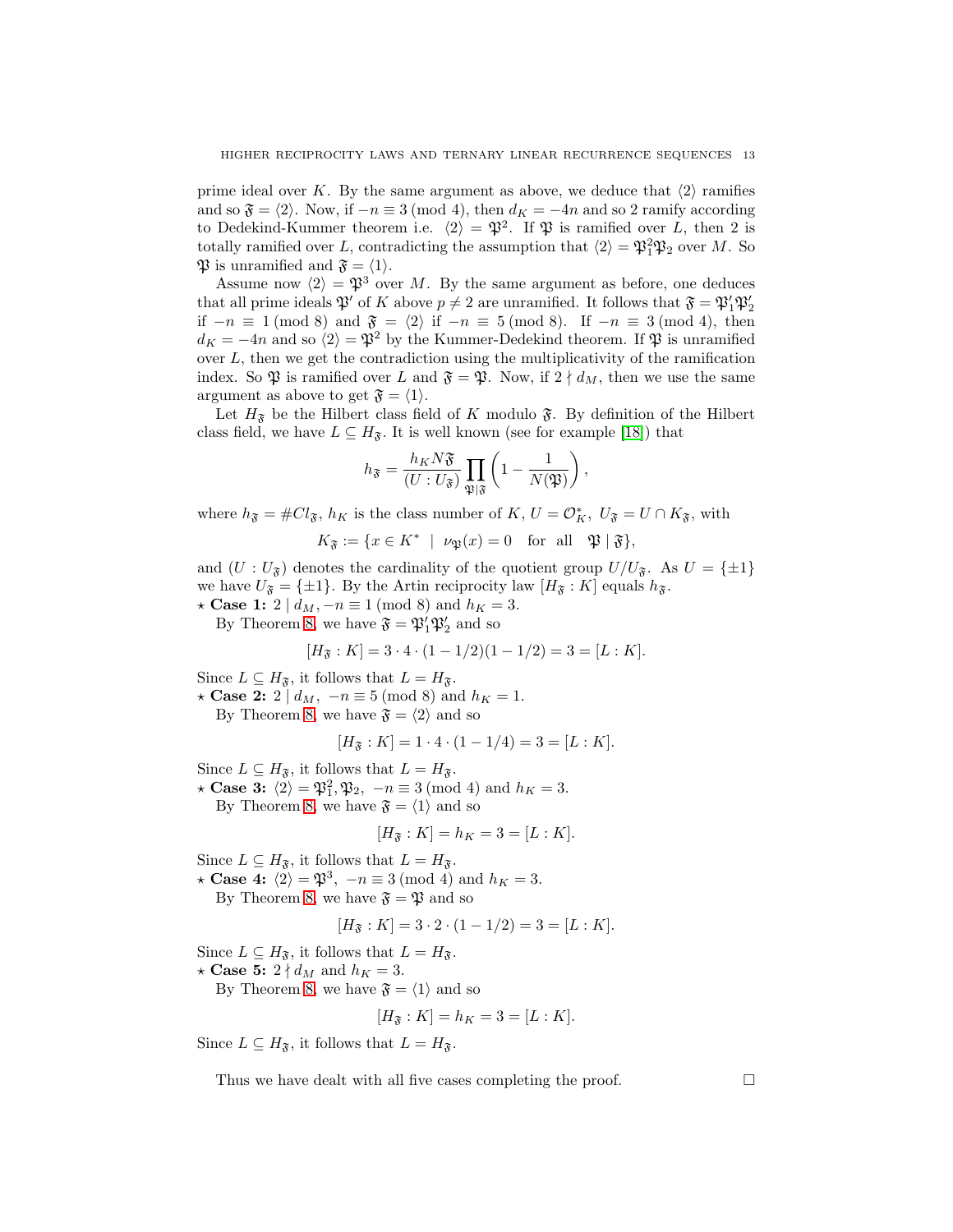prime ideal over $K$. By the same argument as above, we deduce that $\langle 2\rangle$ ramifies and so $\mathfrak{F} = \langle 2\rangle$. Now, if $-n \equiv 3 \pmod 4$, then $d_K = -4n$ and so 2 ramify according to Dedekind-Kummer theorem i.e. $\langle 2\rangle = \mathfrak{P}^2$. If $\mathfrak{P}$ is ramified over $L$, then 2 is totally ramified over $L$, contradicting the assumption that $\langle 2\rangle = \mathfrak{P}_1^2\mathfrak{P}_2$ over $M$. So $\mathfrak{P}$ is unramified and $\mathfrak{F} = \langle 1\rangle$.

Assume now $\langle 2\rangle = \mathfrak{P}^3$ over $M$. By the same argument as before, one deduces that all prime ideals $\mathfrak{P}'$ of $K$ above $p \neq 2$ are unramified. It follows that $\mathfrak{F} = \mathfrak{P}_1'\mathfrak{P}_2'$ if $-n \equiv 1 \pmod 8$ and $\mathfrak{F} = \langle 2\rangle$ if $-n \equiv 5 \pmod 8$. If $-n \equiv 3 \pmod 4$, then $d_K = -4n$ and so $\langle 2\rangle = \mathfrak{P}^2$ by the Kummer-Dedekind theorem. If $\mathfrak{P}$ is unramified over $L$, then we get the contradiction using the multiplicativity of the ramification index. So $\mathfrak{P}$ is ramified over $L$ and $\mathfrak{F} = \mathfrak{P}$. Now, if $2 \nmid d_M$, then we use the same argument as above to get $\mathfrak{F} = \langle 1\rangle$.

Let $H_{\mathfrak{F}}$ be the Hilbert class field of $K$ modulo $\mathfrak{F}$. By definition of the Hilbert class field, we have $L \subseteq H_{\mathfrak{F}}$. It is well known (see for example [18]) that

$$h_{\mathfrak{F}} = \frac{h_K N\mathfrak{F}}{(U : U_{\mathfrak{F}})} \prod_{\mathfrak{P}\mid\mathfrak{F}} \left(1 - \frac{1}{N(\mathfrak{P})}\right),$$

where $h_{\mathfrak{F}} = \#Cl_{\mathfrak{F}}$, $h_K$ is the class number of $K$, $U = \mathcal{O}_K^*$, $U_{\mathfrak{F}} = U \cap K_{\mathfrak{F}}$, with

$$K_{\mathfrak{F}} := \{x \in K^* \mid \nu_{\mathfrak{P}}(x) = 0 \quad \text{for all} \quad \mathfrak{P} \mid \mathfrak{F}\},$$

and $(U : U_{\mathfrak{F}})$ denotes the cardinality of the quotient group $U/U_{\mathfrak{F}}$. As $U = \{\pm 1\}$ we have $U_{\mathfrak{F}} = \{\pm 1\}$. By the Artin reciprocity law $[H_{\mathfrak{F}} : K]$ equals $h_{\mathfrak{F}}$.

⋆ **Case 1:** $2 \mid d_M, -n \equiv 1 \pmod 8$ and $h_K = 3$.

By Theorem 8, we have $\mathfrak{F} = \mathfrak{P}_1'\mathfrak{P}_2'$ and so

$$[H_{\mathfrak{F}} : K] = 3 \cdot 4 \cdot (1 - 1/2)(1 - 1/2) = 3 = [L : K].$$

Since $L \subseteq H_{\mathfrak{F}}$, it follows that $L = H_{\mathfrak{F}}$.

⋆ **Case 2:** $2 \mid d_M,\ -n \equiv 5 \pmod 8$ and $h_K = 1$.

By Theorem 8, we have $\mathfrak{F} = \langle 2\rangle$ and so

$$[H_{\mathfrak{F}} : K] = 1 \cdot 4 \cdot (1 - 1/4) = 3 = [L : K].$$

Since $L \subseteq H_{\mathfrak{F}}$, it follows that $L = H_{\mathfrak{F}}$.

⋆ **Case 3:** $\langle 2\rangle = \mathfrak{P}_1^2, \mathfrak{P}_2,\ -n \equiv 3 \pmod 4$ and $h_K = 3$.

By Theorem 8, we have $\mathfrak{F} = \langle 1\rangle$ and so

$$[H_{\mathfrak{F}} : K] = h_K = 3 = [L : K].$$

Since $L \subseteq H_{\mathfrak{F}}$, it follows that $L = H_{\mathfrak{F}}$.

⋆ **Case 4:** $\langle 2\rangle = \mathfrak{P}^3,\ -n \equiv 3 \pmod 4$ and $h_K = 3$.

By Theorem 8, we have $\mathfrak{F} = \mathfrak{P}$ and so

$$[H_{\mathfrak{F}} : K] = 3 \cdot 2 \cdot (1 - 1/2) = 3 = [L : K].$$

Since $L \subseteq H_{\mathfrak{F}}$, it follows that $L = H_{\mathfrak{F}}$.

⋆ **Case 5:** $2 \nmid d_M$ and $h_K = 3$.

By Theorem 8, we have $\mathfrak{F} = \langle 1\rangle$ and so

$$[H_{\mathfrak{F}} : K] = h_K = 3 = [L : K].$$

Since $L \subseteq H_{\mathfrak{F}}$, it follows that $L = H_{\mathfrak{F}}$.

Thus we have dealt with all five cases completing the proof. □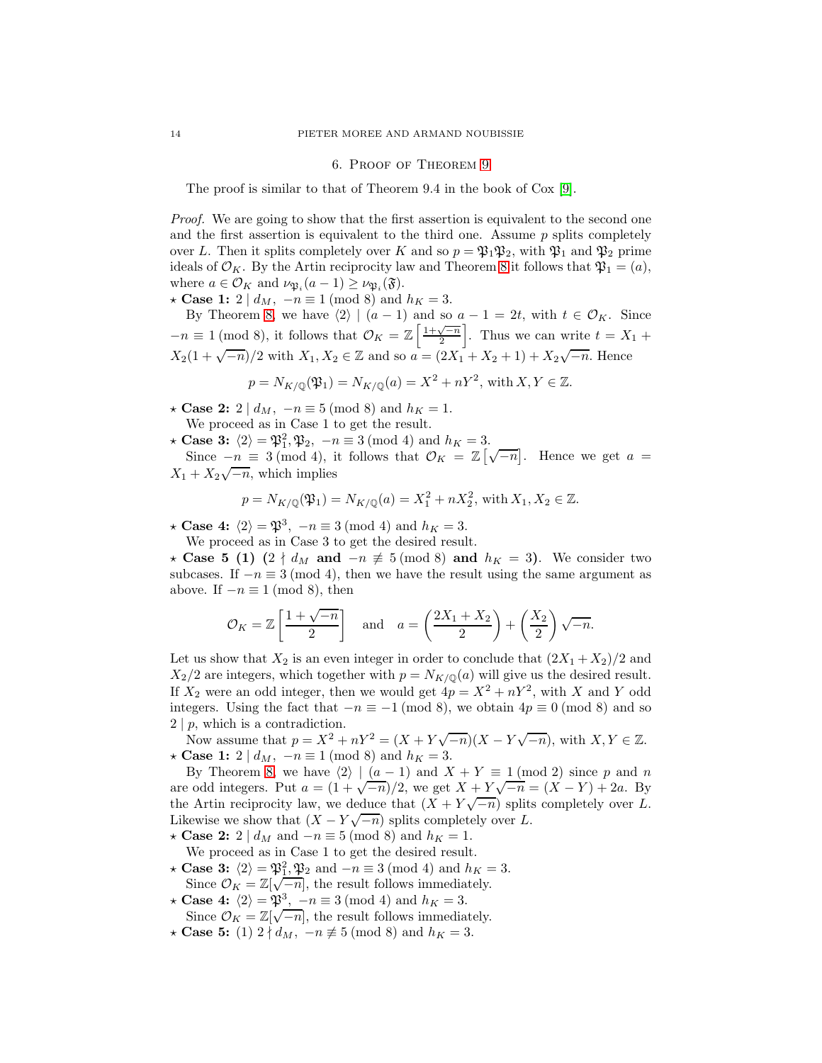## 6. Proof of Theorem 9

The proof is similar to that of Theorem 9.4 in the book of Cox [9].

*Proof.* We are going to show that the first assertion is equivalent to the second one and the first assertion is equivalent to the third one. Assume $p$ splits completely over $L$. Then it splits completely over $K$ and so $p = \mathfrak{P}_1\mathfrak{P}_2$, with $\mathfrak{P}_1$ and $\mathfrak{P}_2$ prime ideals of $\mathcal{O}_K$. By the Artin reciprocity law and Theorem 8 it follows that $\mathfrak{P}_1 = (a)$, where $a \in \mathcal{O}_K$ and $\nu_{\mathfrak{P}_i}(a-1) \geq \nu_{\mathfrak{P}_i}(\mathfrak{F})$.

⋆ **Case 1:** $2 \mid d_M,\ -n \equiv 1 \pmod 8$ and $h_K = 3$.

By Theorem 8, we have $\langle 2 \rangle \mid (a-1)$ and so $a - 1 = 2t$, with $t \in \mathcal{O}_K$. Since $-n \equiv 1 \pmod 8$, it follows that $\mathcal{O}_K = \mathbb{Z}\left[\frac{1+\sqrt{-n}}{2}\right]$. Thus we can write $t = X_1 + X_2(1+\sqrt{-n})/2$ with $X_1, X_2 \in \mathbb{Z}$ and so $a = (2X_1 + X_2 + 1) + X_2\sqrt{-n}$. Hence

$$p = N_{K/\mathbb{Q}}(\mathfrak{P}_1) = N_{K/\mathbb{Q}}(a) = X^2 + nY^2, \text{ with } X, Y \in \mathbb{Z}.$$

⋆ **Case 2:** $2 \mid d_M,\ -n \equiv 5 \pmod 8$ and $h_K = 1$.

We proceed as in Case 1 to get the result.

⋆ **Case 3:** $\langle 2 \rangle = \mathfrak{P}_1^2, \mathfrak{P}_2,\ -n \equiv 3 \pmod 4$ and $h_K = 3$.

Since $-n \equiv 3 \pmod 4$, it follows that $\mathcal{O}_K = \mathbb{Z}\left[\sqrt{-n}\right]$. Hence we get $a = X_1 + X_2\sqrt{-n}$, which implies

$$p = N_{K/\mathbb{Q}}(\mathfrak{P}_1) = N_{K/\mathbb{Q}}(a) = X_1^2 + nX_2^2, \text{ with } X_1, X_2 \in \mathbb{Z}.$$

⋆ **Case 4:** $\langle 2 \rangle = \mathfrak{P}^3,\ -n \equiv 3 \pmod 4$ and $h_K = 3$.

We proceed as in Case 3 to get the desired result.

⋆ **Case 5 (1) ($2 \nmid d_M$ and $-n \not\equiv 5 \pmod 8$ and $h_K = 3$).** We consider two subcases. If $-n \equiv 3 \pmod 4$, then we have the result using the same argument as above. If $-n \equiv 1 \pmod 8$, then

$$\mathcal{O}_K = \mathbb{Z}\left[\frac{1+\sqrt{-n}}{2}\right] \quad \text{and} \quad a = \left(\frac{2X_1 + X_2}{2}\right) + \left(\frac{X_2}{2}\right)\sqrt{-n}.$$

Let us show that $X_2$ is an even integer in order to conclude that $(2X_1 + X_2)/2$ and $X_2/2$ are integers, which together with $p = N_{K/\mathbb{Q}}(a)$ will give us the desired result. If $X_2$ were an odd integer, then we would get $4p = X^2 + nY^2$, with $X$ and $Y$ odd integers. Using the fact that $-n \equiv -1 \pmod 8$, we obtain $4p \equiv 0 \pmod 8$ and so $2 \mid p$, which is a contradiction.

Now assume that $p = X^2 + nY^2 = (X + Y\sqrt{-n})(X - Y\sqrt{-n})$, with $X, Y \in \mathbb{Z}$.

⋆ **Case 1:** $2 \mid d_M,\ -n \equiv 1 \pmod 8$ and $h_K = 3$.

By Theorem 8, we have $\langle 2 \rangle \mid (a-1)$ and $X + Y \equiv 1 \pmod 2$ since $p$ and $n$ are odd integers. Put $a = (1+\sqrt{-n})/2$, we get $X + Y\sqrt{-n} = (X - Y) + 2a$. By the Artin reciprocity law, we deduce that $(X + Y\sqrt{-n})$ splits completely over $L$. Likewise we show that $(X - Y\sqrt{-n})$ splits completely over $L$.

⋆ **Case 2:** $2 \mid d_M$ and $-n \equiv 5 \pmod 8$ and $h_K = 1$.

We proceed as in Case 1 to get the desired result.

⋆ **Case 3:** $\langle 2 \rangle = \mathfrak{P}_1^2, \mathfrak{P}_2$ and $-n \equiv 3 \pmod 4$ and $h_K = 3$.

Since $\mathcal{O}_K = \mathbb{Z}[\sqrt{-n}]$, the result follows immediately.

⋆ **Case 4:** $\langle 2 \rangle = \mathfrak{P}^3,\ -n \equiv 3 \pmod 4$ and $h_K = 3$.

Since $\mathcal{O}_K = \mathbb{Z}[\sqrt{-n}]$, the result follows immediately.

⋆ **Case 5:** (1) $2 \nmid d_M,\ -n \not\equiv 5 \pmod 8$ and $h_K = 3$.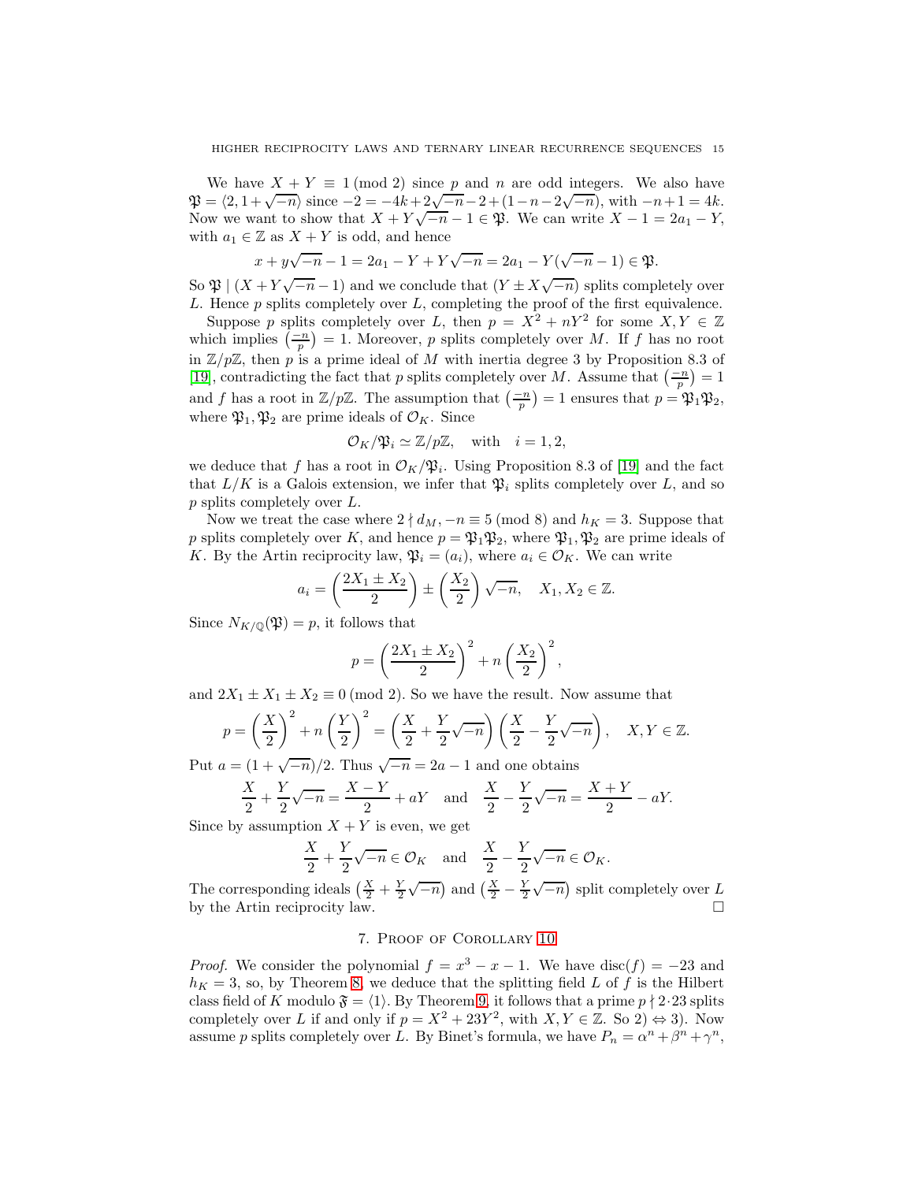We have $X + Y \equiv 1 \pmod 2$ since $p$ and $n$ are odd integers. We also have $\mathfrak{P} = \langle 2, 1+\sqrt{-n}\rangle$ since $-2 = -4k + 2\sqrt{-n} - 2 + (1-n-2\sqrt{-n})$, with $-n+1 = 4k$. Now we want to show that $X + Y\sqrt{-n} - 1 \in \mathfrak{P}$. We can write $X - 1 = 2a_1 - Y$, with $a_1 \in \mathbb{Z}$ as $X + Y$ is odd, and hence

$$x + y\sqrt{-n} - 1 = 2a_1 - Y + Y\sqrt{-n} = 2a_1 - Y(\sqrt{-n} - 1) \in \mathfrak{P}.$$

So $\mathfrak{P} \mid (X + Y\sqrt{-n} - 1)$ and we conclude that $(Y \pm X\sqrt{-n})$ splits completely over $L$. Hence $p$ splits completely over $L$, completing the proof of the first equivalence.

Suppose $p$ splits completely over $L$, then $p = X^2 + nY^2$ for some $X, Y \in \mathbb{Z}$ which implies $\left(\frac{-n}{p}\right) = 1$. Moreover, $p$ splits completely over $M$. If $f$ has no root in $\mathbb{Z}/p\mathbb{Z}$, then $p$ is a prime ideal of $M$ with inertia degree 3 by Proposition 8.3 of [19], contradicting the fact that $p$ splits completely over $M$. Assume that $\left(\frac{-n}{p}\right) = 1$ and $f$ has a root in $\mathbb{Z}/p\mathbb{Z}$. The assumption that $\left(\frac{-n}{p}\right) = 1$ ensures that $p = \mathfrak{P}_1\mathfrak{P}_2$, where $\mathfrak{P}_1, \mathfrak{P}_2$ are prime ideals of $\mathcal{O}_K$. Since

$$\mathcal{O}_K/\mathfrak{P}_i \simeq \mathbb{Z}/p\mathbb{Z}, \quad \text{with} \quad i = 1, 2,$$

we deduce that $f$ has a root in $\mathcal{O}_K/\mathfrak{P}_i$. Using Proposition 8.3 of [19] and the fact that $L/K$ is a Galois extension, we infer that $\mathfrak{P}_i$ splits completely over $L$, and so $p$ splits completely over $L$.

Now we treat the case where $2 \nmid d_M$, $-n \equiv 5 \pmod 8$ and $h_K = 3$. Suppose that $p$ splits completely over $K$, and hence $p = \mathfrak{P}_1\mathfrak{P}_2$, where $\mathfrak{P}_1, \mathfrak{P}_2$ are prime ideals of $K$. By the Artin reciprocity law, $\mathfrak{P}_i = (a_i)$, where $a_i \in \mathcal{O}_K$. We can write

$$a_i = \left(\frac{2X_1 \pm X_2}{2}\right) \pm \left(\frac{X_2}{2}\right)\sqrt{-n}, \quad X_1, X_2 \in \mathbb{Z}.$$

Since $N_{K/\mathbb{Q}}(\mathfrak{P}) = p$, it follows that

$$p = \left(\frac{2X_1 \pm X_2}{2}\right)^2 + n\left(\frac{X_2}{2}\right)^2,$$

and $2X_1 \pm X_1 \pm X_2 \equiv 0 \pmod 2$. So we have the result. Now assume that

$$p = \left(\frac{X}{2}\right)^2 + n\left(\frac{Y}{2}\right)^2 = \left(\frac{X}{2} + \frac{Y}{2}\sqrt{-n}\right)\left(\frac{X}{2} - \frac{Y}{2}\sqrt{-n}\right), \quad X, Y \in \mathbb{Z}.$$

Put $a = (1+\sqrt{-n})/2$. Thus $\sqrt{-n} = 2a - 1$ and one obtains

$$\frac{X}{2} + \frac{Y}{2}\sqrt{-n} = \frac{X - Y}{2} + aY \quad \text{and} \quad \frac{X}{2} - \frac{Y}{2}\sqrt{-n} = \frac{X + Y}{2} - aY.$$

Since by assumption $X + Y$ is even, we get

$$\frac{X}{2} + \frac{Y}{2}\sqrt{-n} \in \mathcal{O}_K \quad \text{and} \quad \frac{X}{2} - \frac{Y}{2}\sqrt{-n} \in \mathcal{O}_K.$$

The corresponding ideals $\left(\frac{X}{2} + \frac{Y}{2}\sqrt{-n}\right)$ and $\left(\frac{X}{2} - \frac{Y}{2}\sqrt{-n}\right)$ split completely over $L$ by the Artin reciprocity law. $\square$

## 7. Proof of Corollary 10

*Proof.* We consider the polynomial $f = x^3 - x - 1$. We have $\mathrm{disc}(f) = -23$ and $h_K = 3$, so, by Theorem 8, we deduce that the splitting field $L$ of $f$ is the Hilbert class field of $K$ modulo $\mathfrak{F} = \langle 1\rangle$. By Theorem 9, it follows that a prime $p \nmid 2\cdot 23$ splits completely over $L$ if and only if $p = X^2 + 23Y^2$, with $X, Y \in \mathbb{Z}$. So 2) $\Leftrightarrow$ 3). Now assume $p$ splits completely over $L$. By Binet's formula, we have $P_n = \alpha^n + \beta^n + \gamma^n$,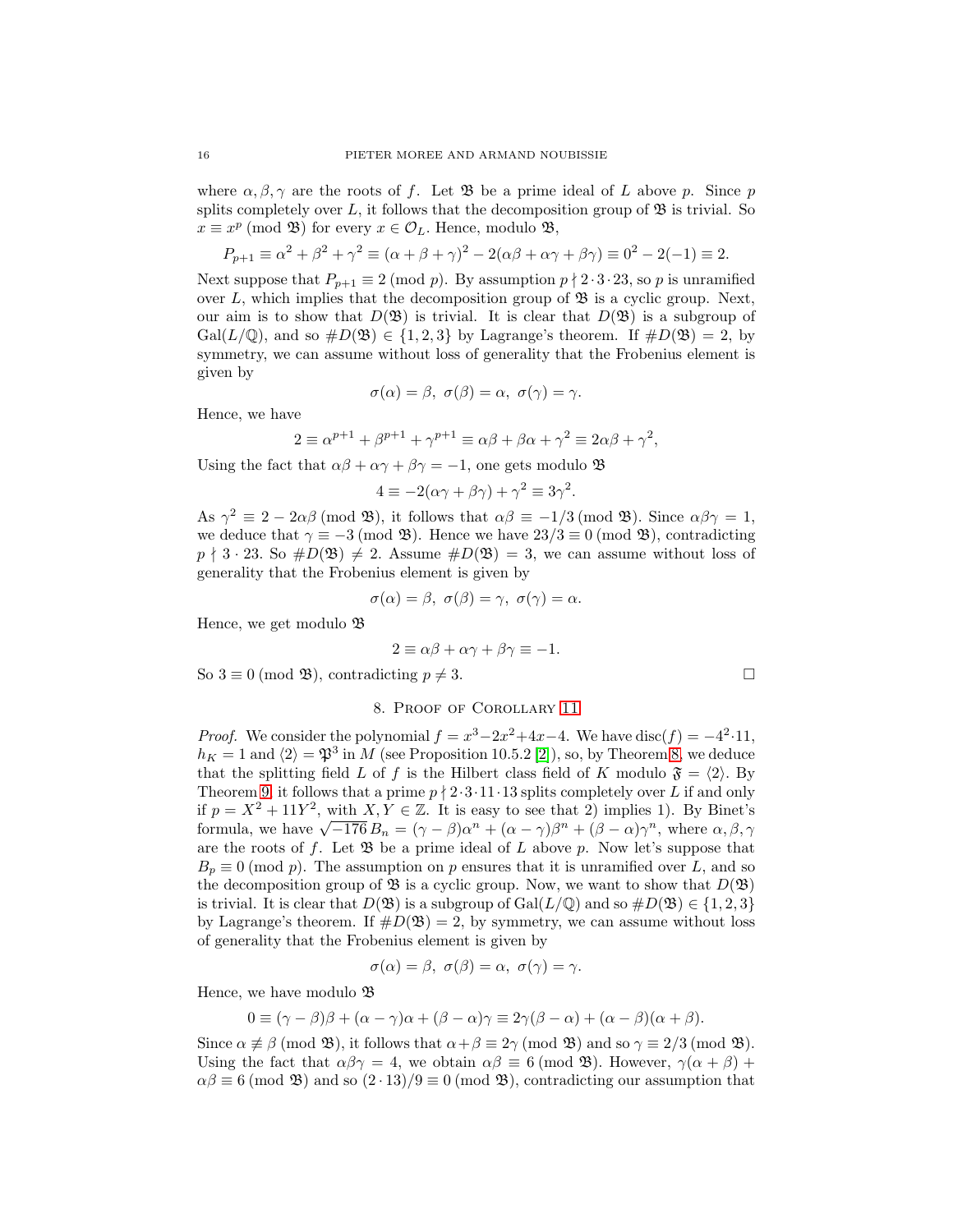where $\alpha, \beta, \gamma$ are the roots of $f$. Let $\mathfrak{B}$ be a prime ideal of $L$ above $p$. Since $p$ splits completely over $L$, it follows that the decomposition group of $\mathfrak{B}$ is trivial. So $x \equiv x^p \pmod{\mathfrak{B}}$ for every $x \in \mathcal{O}_L$. Hence, modulo $\mathfrak{B}$,

$$P_{p+1} \equiv \alpha^2 + \beta^2 + \gamma^2 \equiv (\alpha+\beta+\gamma)^2 - 2(\alpha\beta + \alpha\gamma + \beta\gamma) \equiv 0^2 - 2(-1) \equiv 2.$$

Next suppose that $P_{p+1} \equiv 2 \pmod{p}$. By assumption $p \nmid 2 \cdot 3 \cdot 23$, so $p$ is unramified over $L$, which implies that the decomposition group of $\mathfrak{B}$ is a cyclic group. Next, our aim is to show that $D(\mathfrak{B})$ is trivial. It is clear that $D(\mathfrak{B})$ is a subgroup of $\mathrm{Gal}(L/\mathbb{Q})$, and so $\#D(\mathfrak{B}) \in \{1, 2, 3\}$ by Lagrange's theorem. If $\#D(\mathfrak{B}) = 2$, by symmetry, we can assume without loss of generality that the Frobenius element is given by

$$\sigma(\alpha) = \beta,\ \sigma(\beta) = \alpha,\ \sigma(\gamma) = \gamma.$$

Hence, we have

$$2 \equiv \alpha^{p+1} + \beta^{p+1} + \gamma^{p+1} \equiv \alpha\beta + \beta\alpha + \gamma^2 \equiv 2\alpha\beta + \gamma^2,$$

Using the fact that $\alpha\beta + \alpha\gamma + \beta\gamma = -1$, one gets modulo $\mathfrak{B}$

$$4 \equiv -2(\alpha\gamma + \beta\gamma) + \gamma^2 \equiv 3\gamma^2.$$

As $\gamma^2 \equiv 2 - 2\alpha\beta \pmod{\mathfrak{B}}$, it follows that $\alpha\beta \equiv -1/3 \pmod{\mathfrak{B}}$. Since $\alpha\beta\gamma = 1$, we deduce that $\gamma \equiv -3 \pmod{\mathfrak{B}}$. Hence we have $23/3 \equiv 0 \pmod{\mathfrak{B}}$, contradicting $p \nmid 3 \cdot 23$. So $\#D(\mathfrak{B}) \neq 2$. Assume $\#D(\mathfrak{B}) = 3$, we can assume without loss of generality that the Frobenius element is given by

$$\sigma(\alpha) = \beta,\ \sigma(\beta) = \gamma,\ \sigma(\gamma) = \alpha.$$

Hence, we get modulo $\mathfrak{B}$

$$2 \equiv \alpha\beta + \alpha\gamma + \beta\gamma \equiv -1.$$

So $3 \equiv 0 \pmod{\mathfrak{B}}$, contradicting $p \neq 3$. □

## 8. Proof of Corollary 11

*Proof.* We consider the polynomial $f = x^3 - 2x^2 + 4x - 4$. We have $\mathrm{disc}(f) = -4^2 \cdot 11$, $h_K = 1$ and $\langle 2 \rangle = \mathfrak{P}^3$ in $M$ (see Proposition 10.5.2 [2]), so, by Theorem 8, we deduce that the splitting field $L$ of $f$ is the Hilbert class field of $K$ modulo $\mathfrak{F} = \langle 2 \rangle$. By Theorem 9, it follows that a prime $p \nmid 2 \cdot 3 \cdot 11 \cdot 13$ splits completely over $L$ if and only if $p = X^2 + 11Y^2$, with $X, Y \in \mathbb{Z}$. It is easy to see that 2) implies 1). By Binet's formula, we have $\sqrt{-176}\, B_n = (\gamma - \beta)\alpha^n + (\alpha - \gamma)\beta^n + (\beta - \alpha)\gamma^n$, where $\alpha, \beta, \gamma$ are the roots of $f$. Let $\mathfrak{B}$ be a prime ideal of $L$ above $p$. Now let's suppose that $B_p \equiv 0 \pmod{p}$. The assumption on $p$ ensures that it is unramified over $L$, and so the decomposition group of $\mathfrak{B}$ is a cyclic group. Now, we want to show that $D(\mathfrak{B})$ is trivial. It is clear that $D(\mathfrak{B})$ is a subgroup of $\mathrm{Gal}(L/\mathbb{Q})$ and so $\#D(\mathfrak{B}) \in \{1, 2, 3\}$ by Lagrange's theorem. If $\#D(\mathfrak{B}) = 2$, by symmetry, we can assume without loss of generality that the Frobenius element is given by

$$\sigma(\alpha) = \beta,\ \sigma(\beta) = \alpha,\ \sigma(\gamma) = \gamma.$$

Hence, we have modulo $\mathfrak{B}$

$$0 \equiv (\gamma - \beta)\beta + (\alpha - \gamma)\alpha + (\beta - \alpha)\gamma \equiv 2\gamma(\beta - \alpha) + (\alpha - \beta)(\alpha + \beta).$$

Since $\alpha \not\equiv \beta \pmod{\mathfrak{B}}$, it follows that $\alpha + \beta \equiv 2\gamma \pmod{\mathfrak{B}}$ and so $\gamma \equiv 2/3 \pmod{\mathfrak{B}}$. Using the fact that $\alpha\beta\gamma = 4$, we obtain $\alpha\beta \equiv 6 \pmod{\mathfrak{B}}$. However, $\gamma(\alpha + \beta) + \alpha\beta \equiv 6 \pmod{\mathfrak{B}}$ and so $(2 \cdot 13)/9 \equiv 0 \pmod{\mathfrak{B}}$, contradicting our assumption that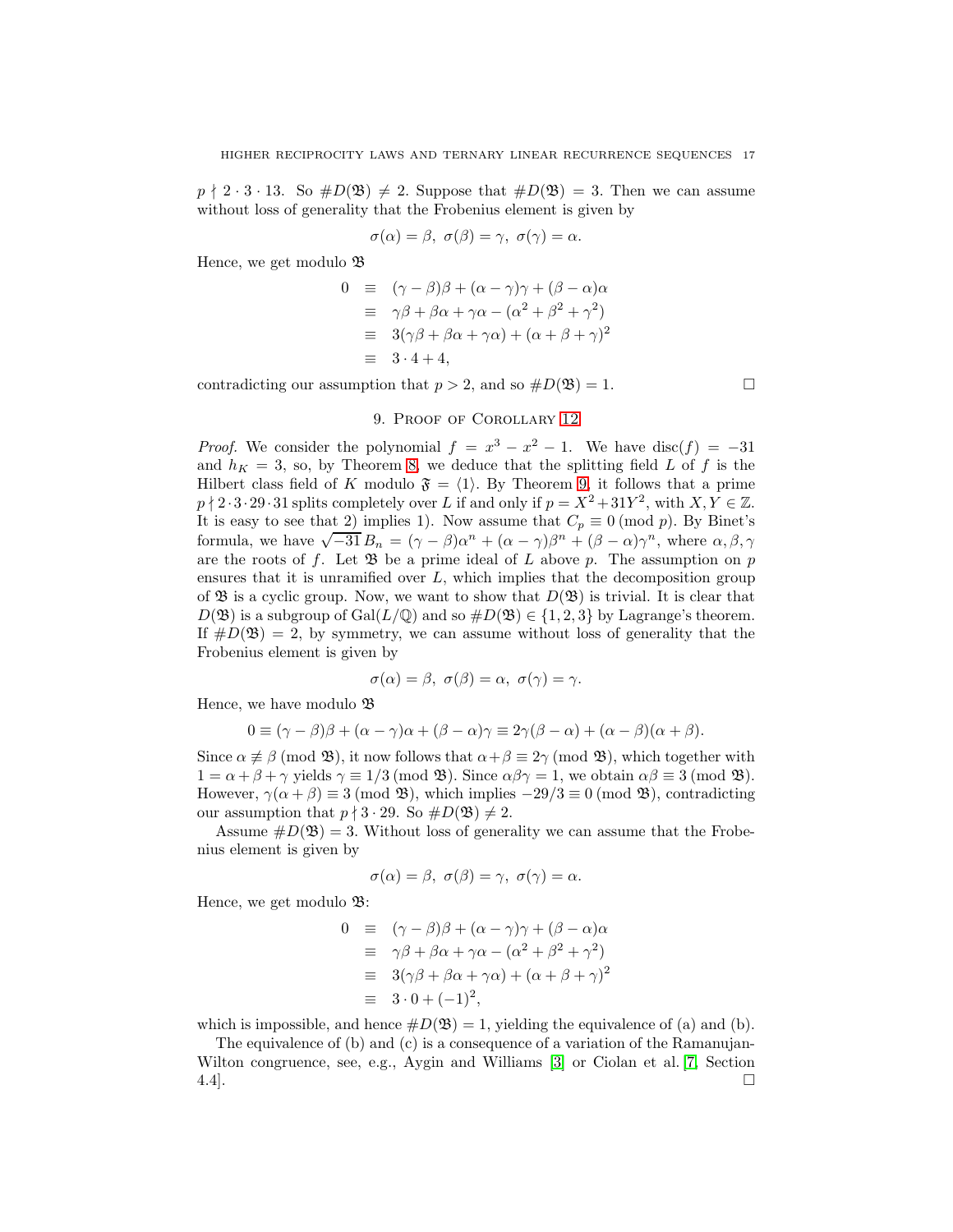$p \nmid 2 \cdot 3 \cdot 13$. So $\#D(\mathfrak{B}) \neq 2$. Suppose that $\#D(\mathfrak{B}) = 3$. Then we can assume without loss of generality that the Frobenius element is given by

$$\sigma(\alpha) = \beta,\ \sigma(\beta) = \gamma,\ \sigma(\gamma) = \alpha.$$

Hence, we get modulo $\mathfrak{B}$

$$\begin{aligned}
0 &\equiv (\gamma - \beta)\beta + (\alpha - \gamma)\gamma + (\beta - \alpha)\alpha \\
&\equiv \gamma\beta + \beta\alpha + \gamma\alpha - (\alpha^2 + \beta^2 + \gamma^2) \\
&\equiv 3(\gamma\beta + \beta\alpha + \gamma\alpha) + (\alpha + \beta + \gamma)^2 \\
&\equiv 3 \cdot 4 + 4,
\end{aligned}$$

contradicting our assumption that $p > 2$, and so $\#D(\mathfrak{B}) = 1$. □

## 9. Proof of Corollary 12

*Proof.* We consider the polynomial $f = x^3 - x^2 - 1$. We have $\operatorname{disc}(f) = -31$ and $h_K = 3$, so, by Theorem 8, we deduce that the splitting field $L$ of $f$ is the Hilbert class field of $K$ modulo $\mathfrak{F} = \langle 1 \rangle$. By Theorem 9, it follows that a prime $p \nmid 2 \cdot 3 \cdot 29 \cdot 31$ splits completely over $L$ if and only if $p = X^2 + 31Y^2$, with $X, Y \in \mathbb{Z}$. It is easy to see that 2) implies 1). Now assume that $C_p \equiv 0 \pmod{p}$. By Binet's formula, we have $\sqrt{-31}\, B_n = (\gamma - \beta)\alpha^n + (\alpha - \gamma)\beta^n + (\beta - \alpha)\gamma^n$, where $\alpha, \beta, \gamma$ are the roots of $f$. Let $\mathfrak{B}$ be a prime ideal of $L$ above $p$. The assumption on $p$ ensures that it is unramified over $L$, which implies that the decomposition group of $\mathfrak{B}$ is a cyclic group. Now, we want to show that $D(\mathfrak{B})$ is trivial. It is clear that $D(\mathfrak{B})$ is a subgroup of $\operatorname{Gal}(L/\mathbb{Q})$ and so $\#D(\mathfrak{B}) \in \{1, 2, 3\}$ by Lagrange's theorem. If $\#D(\mathfrak{B}) = 2$, by symmetry, we can assume without loss of generality that the Frobenius element is given by

$$\sigma(\alpha) = \beta,\ \sigma(\beta) = \alpha,\ \sigma(\gamma) = \gamma.$$

Hence, we have modulo $\mathfrak{B}$

$$0 \equiv (\gamma - \beta)\beta + (\alpha - \gamma)\alpha + (\beta - \alpha)\gamma \equiv 2\gamma(\beta - \alpha) + (\alpha - \beta)(\alpha + \beta).$$

Since $\alpha \not\equiv \beta \pmod{\mathfrak{B}}$, it now follows that $\alpha + \beta \equiv 2\gamma \pmod{\mathfrak{B}}$, which together with $1 = \alpha + \beta + \gamma$ yields $\gamma \equiv 1/3 \pmod{\mathfrak{B}}$. Since $\alpha\beta\gamma = 1$, we obtain $\alpha\beta \equiv 3 \pmod{\mathfrak{B}}$. However, $\gamma(\alpha + \beta) \equiv 3 \pmod{\mathfrak{B}}$, which implies $-29/3 \equiv 0 \pmod{\mathfrak{B}}$, contradicting our assumption that $p \nmid 3 \cdot 29$. So $\#D(\mathfrak{B}) \neq 2$.

Assume $\#D(\mathfrak{B}) = 3$. Without loss of generality we can assume that the Frobenius element is given by

$$\sigma(\alpha) = \beta,\ \sigma(\beta) = \gamma,\ \sigma(\gamma) = \alpha.$$

Hence, we get modulo $\mathfrak{B}$:

$$\begin{aligned}
0 &\equiv (\gamma - \beta)\beta + (\alpha - \gamma)\gamma + (\beta - \alpha)\alpha \\
&\equiv \gamma\beta + \beta\alpha + \gamma\alpha - (\alpha^2 + \beta^2 + \gamma^2) \\
&\equiv 3(\gamma\beta + \beta\alpha + \gamma\alpha) + (\alpha + \beta + \gamma)^2 \\
&\equiv 3 \cdot 0 + (-1)^2,
\end{aligned}$$

which is impossible, and hence $\#D(\mathfrak{B}) = 1$, yielding the equivalence of (a) and (b).

The equivalence of (b) and (c) is a consequence of a variation of the Ramanujan-Wilton congruence, see, e.g., Aygin and Williams [3] or Ciolan et al. [7, Section 4.4]. □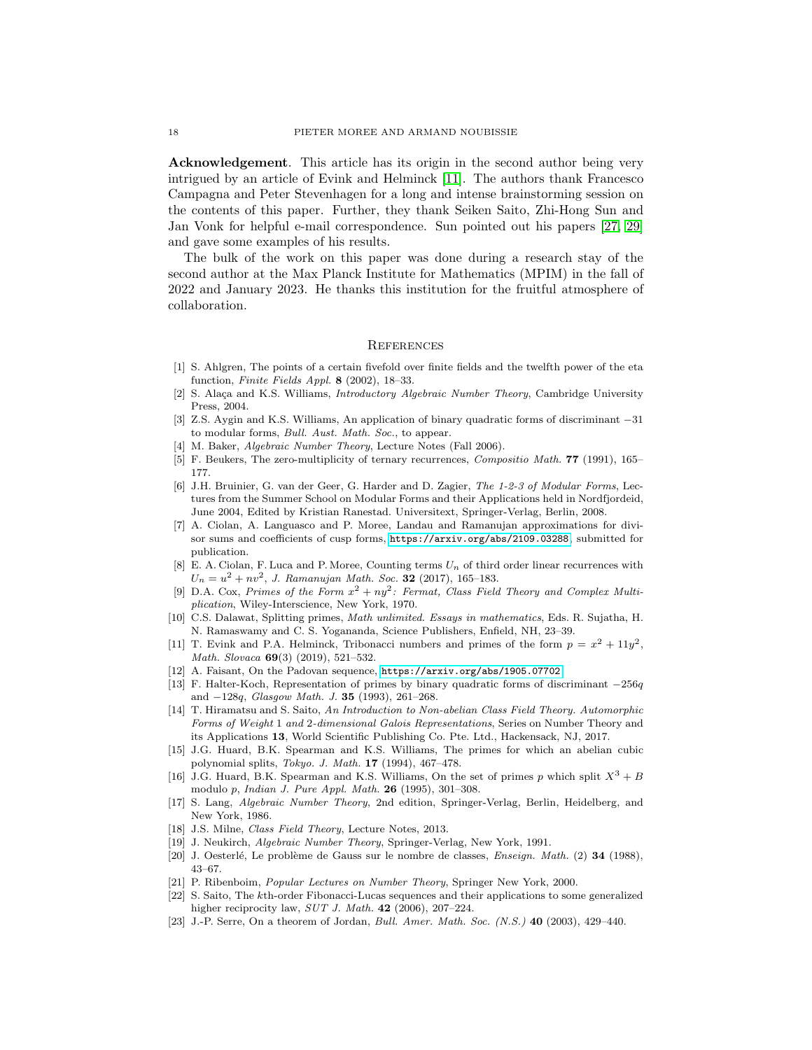**Acknowledgement**. This article has its origin in the second author being very intrigued by an article of Evink and Helminck [11]. The authors thank Francesco Campagna and Peter Stevenhagen for a long and intense brainstorming session on the contents of this paper. Further, they thank Seiken Saito, Zhi-Hong Sun and Jan Vonk for helpful e-mail correspondence. Sun pointed out his papers [27, 29] and gave some examples of his results.

The bulk of the work on this paper was done during a research stay of the second author at the Max Planck Institute for Mathematics (MPIM) in the fall of 2022 and January 2023. He thanks this institution for the fruitful atmosphere of collaboration.

## References

[1] S. Ahlgren, The points of a certain fivefold over finite fields and the twelfth power of the eta function, *Finite Fields Appl.* **8** (2002), 18–33.

[2] S. Alaça and K.S. Williams, *Introductory Algebraic Number Theory*, Cambridge University Press, 2004.

[3] Z.S. Aygin and K.S. Williams, An application of binary quadratic forms of discriminant $-31$ to modular forms, *Bull. Aust. Math. Soc.*, to appear.

[4] M. Baker, *Algebraic Number Theory*, Lecture Notes (Fall 2006).

[5] F. Beukers, The zero-multiplicity of ternary recurrences, *Compositio Math.* **77** (1991), 165–177.

[6] J.H. Bruinier, G. van der Geer, G. Harder and D. Zagier, *The 1-2-3 of Modular Forms*, Lectures from the Summer School on Modular Forms and their Applications held in Nordfjordeid, June 2004, Edited by Kristian Ranestad. Universitext, Springer-Verlag, Berlin, 2008.

[7] A. Ciolan, A. Languasco and P. Moree, Landau and Ramanujan approximations for divisor sums and coefficients of cusp forms, https://arxiv.org/abs/2109.03288, submitted for publication.

[8] E. A. Ciolan, F. Luca and P. Moree, Counting terms $U_n$ of third order linear recurrences with $U_n = u^2 + nv^2$, *J. Ramanujan Math. Soc.* **32** (2017), 165–183.

[9] D.A. Cox, *Primes of the Form $x^2 + ny^2$: Fermat, Class Field Theory and Complex Multiplication*, Wiley-Interscience, New York, 1970.

[10] C.S. Dalawat, Splitting primes, *Math unlimited. Essays in mathematics*, Eds. R. Sujatha, H. N. Ramaswamy and C. S. Yogananda, Science Publishers, Enfield, NH, 23–39.

[11] T. Evink and P.A. Helminck, Tribonacci numbers and primes of the form $p = x^2 + 11y^2$, *Math. Slovaca* **69**(3) (2019), 521–532.

[12] A. Faisant, On the Padovan sequence, https://arxiv.org/abs/1905.07702.

[13] F. Halter-Koch, Representation of primes by binary quadratic forms of discriminant $-256q$ and $-128q$, *Glasgow Math. J.* **35** (1993), 261–268.

[14] T. Hiramatsu and S. Saito, *An Introduction to Non-abelian Class Field Theory. Automorphic Forms of Weight 1 and 2-dimensional Galois Representations*, Series on Number Theory and its Applications **13**, World Scientific Publishing Co. Pte. Ltd., Hackensack, NJ, 2017.

[15] J.G. Huard, B.K. Spearman and K.S. Williams, The primes for which an abelian cubic polynomial splits, *Tokyo. J. Math.* **17** (1994), 467–478.

[16] J.G. Huard, B.K. Spearman and K.S. Williams, On the set of primes $p$ which split $X^3 + B$ modulo $p$, *Indian J. Pure Appl. Math.* **26** (1995), 301–308.

[17] S. Lang, *Algebraic Number Theory*, 2nd edition, Springer-Verlag, Berlin, Heidelberg, and New York, 1986.

[18] J.S. Milne, *Class Field Theory*, Lecture Notes, 2013.

[19] J. Neukirch, *Algebraic Number Theory*, Springer-Verlag, New York, 1991.

[20] J. Oesterlé, Le problème de Gauss sur le nombre de classes, *Enseign. Math.* (2) **34** (1988), 43–67.

[21] P. Ribenboim, *Popular Lectures on Number Theory*, Springer New York, 2000.

[22] S. Saito, The $k$th-order Fibonacci-Lucas sequences and their applications to some generalized higher reciprocity law, *SUT J. Math.* **42** (2006), 207–224.

[23] J.-P. Serre, On a theorem of Jordan, *Bull. Amer. Math. Soc. (N.S.)* **40** (2003), 429–440.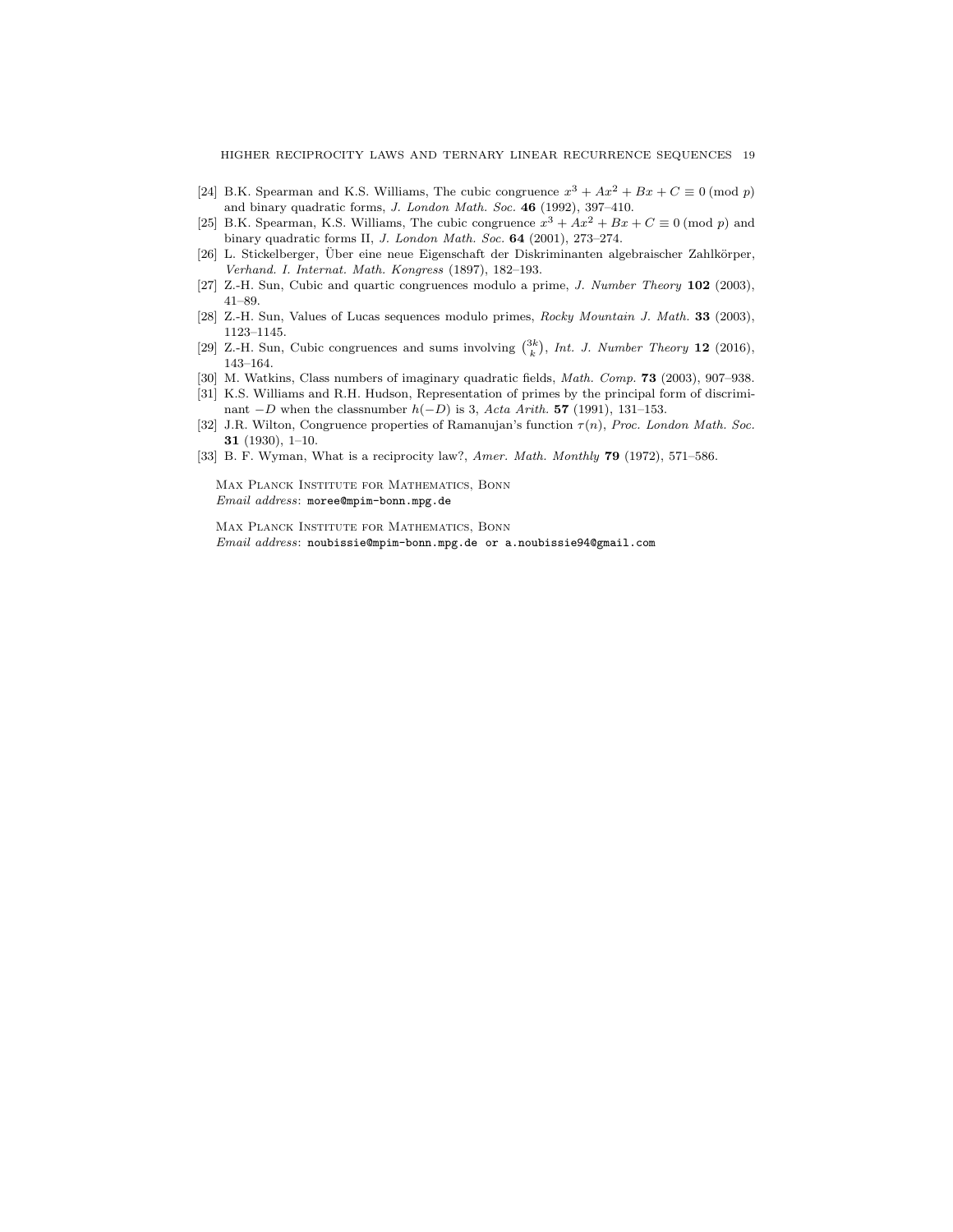[24] B.K. Spearman and K.S. Williams, The cubic congruence $x^3 + Ax^2 + Bx + C \equiv 0 \pmod{p}$ and binary quadratic forms, *J. London Math. Soc.* **46** (1992), 397–410.

[25] B.K. Spearman, K.S. Williams, The cubic congruence $x^3 + Ax^2 + Bx + C \equiv 0 \pmod{p}$ and binary quadratic forms II, *J. London Math. Soc.* **64** (2001), 273–274.

[26] L. Stickelberger, Über eine neue Eigenschaft der Diskriminanten algebraischer Zahlkörper, *Verhand. I. Internat. Math. Kongress* (1897), 182–193.

[27] Z.-H. Sun, Cubic and quartic congruences modulo a prime, *J. Number Theory* **102** (2003), 41–89.

[28] Z.-H. Sun, Values of Lucas sequences modulo primes, *Rocky Mountain J. Math.* **33** (2003), 1123–1145.

[29] Z.-H. Sun, Cubic congruences and sums involving $\binom{3k}{k}$, *Int. J. Number Theory* **12** (2016), 143–164.

[30] M. Watkins, Class numbers of imaginary quadratic fields, *Math. Comp.* **73** (2003), 907–938.

[31] K.S. Williams and R.H. Hudson, Representation of primes by the principal form of discriminant $-D$ when the classnumber $h(-D)$ is 3, *Acta Arith.* **57** (1991), 131–153.

[32] J.R. Wilton, Congruence properties of Ramanujan's function $\tau(n)$, *Proc. London Math. Soc.* **31** (1930), 1–10.

[33] B. F. Wyman, What is a reciprocity law?, *Amer. Math. Monthly* **79** (1972), 571–586.

Max Planck Institute for Mathematics, Bonn
*Email address*: `moree@mpim-bonn.mpg.de`

Max Planck Institute for Mathematics, Bonn
*Email address*: `noubissie@mpim-bonn.mpg.de or a.noubissie94@gmail.com`